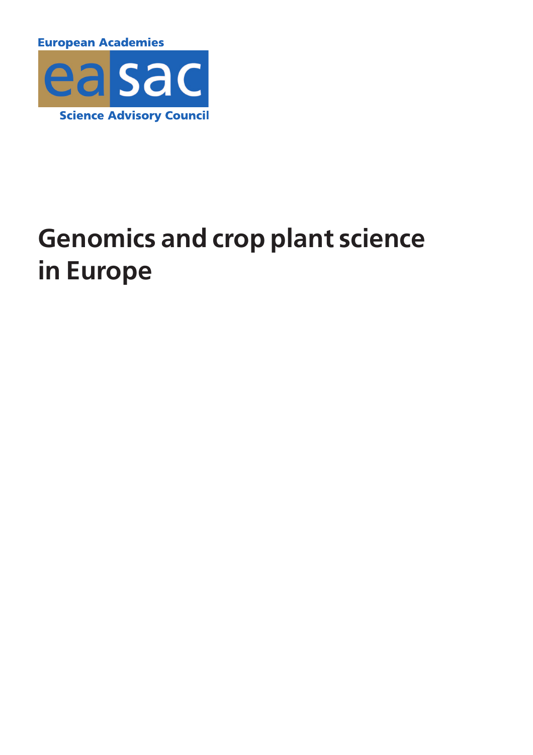European Academies

easac

Science Advisory Council

# Genomics and crop plant science in Europe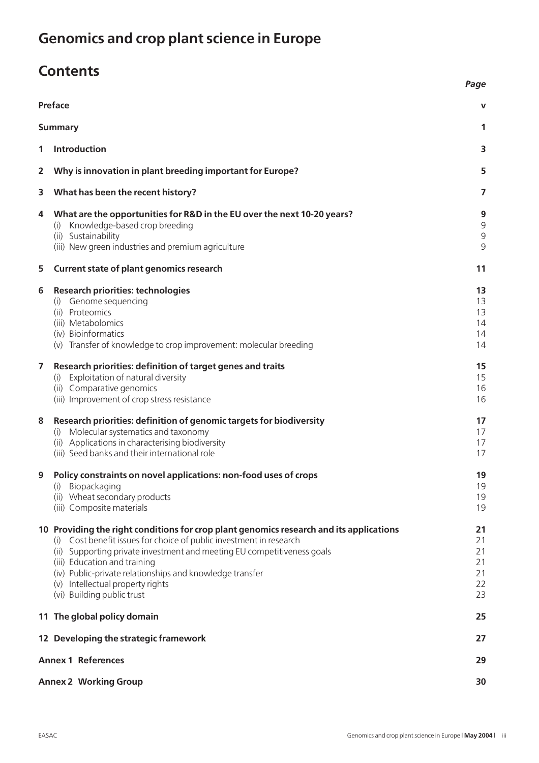# Genomics and crop plant science in Europe

## Contents

| | | Page |
|---|---|---|
| **Preface** | | **v** |
| **Summary** | | **1** |
| **1** | **Introduction** | **3** |
| **2** | **Why is innovation in plant breeding important for Europe?** | **5** |
| **3** | **What has been the recent history?** | **7** |
| **4** | **What are the opportunities for R&D in the EU over the next 10-20 years?** | **9** |
| | (i) Knowledge-based crop breeding | 9 |
| | (ii) Sustainability | 9 |
| | (iii) New green industries and premium agriculture | 9 |
| **5** | **Current state of plant genomics research** | **11** |
| **6** | **Research priorities: technologies** | **13** |
| | (i) Genome sequencing | 13 |
| | (ii) Proteomics | 13 |
| | (iii) Metabolomics | 14 |
| | (iv) Bioinformatics | 14 |
| | (v) Transfer of knowledge to crop improvement: molecular breeding | 14 |
| **7** | **Research priorities: definition of target genes and traits** | **15** |
| | (i) Exploitation of natural diversity | 15 |
| | (ii) Comparative genomics | 16 |
| | (iii) Improvement of crop stress resistance | 16 |
| **8** | **Research priorities: definition of genomic targets for biodiversity** | **17** |
| | (i) Molecular systematics and taxonomy | 17 |
| | (ii) Applications in characterising biodiversity | 17 |
| | (iii) Seed banks and their international role | 17 |
| **9** | **Policy constraints on novel applications: non-food uses of crops** | **19** |
| | (i) Biopackaging | 19 |
| | (ii) Wheat secondary products | 19 |
| | (iii) Composite materials | 19 |
| **10** | **Providing the right conditions for crop plant genomics research and its applications** | **21** |
| | (i) Cost benefit issues for choice of public investment in research | 21 |
| | (ii) Supporting private investment and meeting EU competitiveness goals | 21 |
| | (iii) Education and training | 21 |
| | (iv) Public-private relationships and knowledge transfer | 21 |
| | (v) Intellectual property rights | 22 |
| | (vi) Building public trust | 23 |
| **11** | **The global policy domain** | **25** |
| **12** | **Developing the strategic framework** | **27** |
| **Annex 1** | **References** | **29** |
| **Annex 2** | **Working Group** | **30** |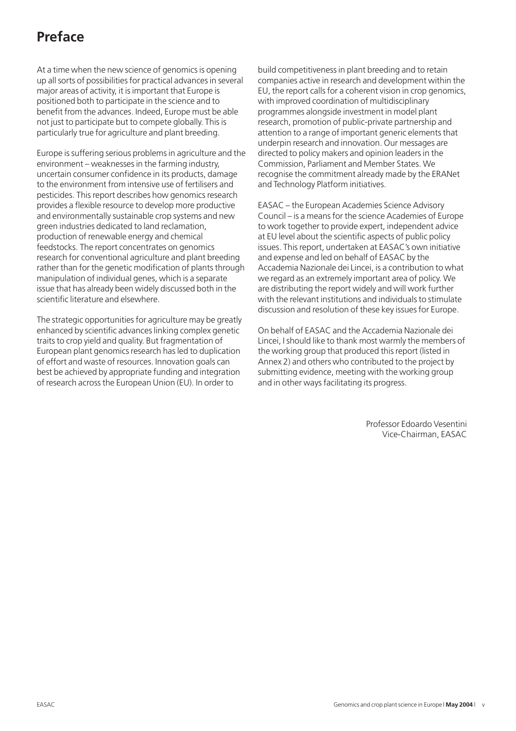# Preface

At a time when the new science of genomics is opening up all sorts of possibilities for practical advances in several major areas of activity, it is important that Europe is positioned both to participate in the science and to benefit from the advances. Indeed, Europe must be able not just to participate but to compete globally. This is particularly true for agriculture and plant breeding.

Europe is suffering serious problems in agriculture and the environment – weaknesses in the farming industry, uncertain consumer confidence in its products, damage to the environment from intensive use of fertilisers and pesticides. This report describes how genomics research provides a flexible resource to develop more productive and environmentally sustainable crop systems and new green industries dedicated to land reclamation, production of renewable energy and chemical feedstocks. The report concentrates on genomics research for conventional agriculture and plant breeding rather than for the genetic modification of plants through manipulation of individual genes, which is a separate issue that has already been widely discussed both in the scientific literature and elsewhere.

The strategic opportunities for agriculture may be greatly enhanced by scientific advances linking complex genetic traits to crop yield and quality. But fragmentation of European plant genomics research has led to duplication of effort and waste of resources. Innovation goals can best be achieved by appropriate funding and integration of research across the European Union (EU). In order to build competitiveness in plant breeding and to retain companies active in research and development within the EU, the report calls for a coherent vision in crop genomics, with improved coordination of multidisciplinary programmes alongside investment in model plant research, promotion of public-private partnership and attention to a range of important generic elements that underpin research and innovation. Our messages are directed to policy makers and opinion leaders in the Commission, Parliament and Member States. We recognise the commitment already made by the ERANet and Technology Platform initiatives.

EASAC – the European Academies Science Advisory Council – is a means for the science Academies of Europe to work together to provide expert, independent advice at EU level about the scientific aspects of public policy issues. This report, undertaken at EASAC's own initiative and expense and led on behalf of EASAC by the Accademia Nazionale dei Lincei, is a contribution to what we regard as an extremely important area of policy. We are distributing the report widely and will work further with the relevant institutions and individuals to stimulate discussion and resolution of these key issues for Europe.

On behalf of EASAC and the Accademia Nazionale dei Lincei, I should like to thank most warmly the members of the working group that produced this report (listed in Annex 2) and others who contributed to the project by submitting evidence, meeting with the working group and in other ways facilitating its progress.

Professor Edoardo Vesentini
Vice-Chairman, EASAC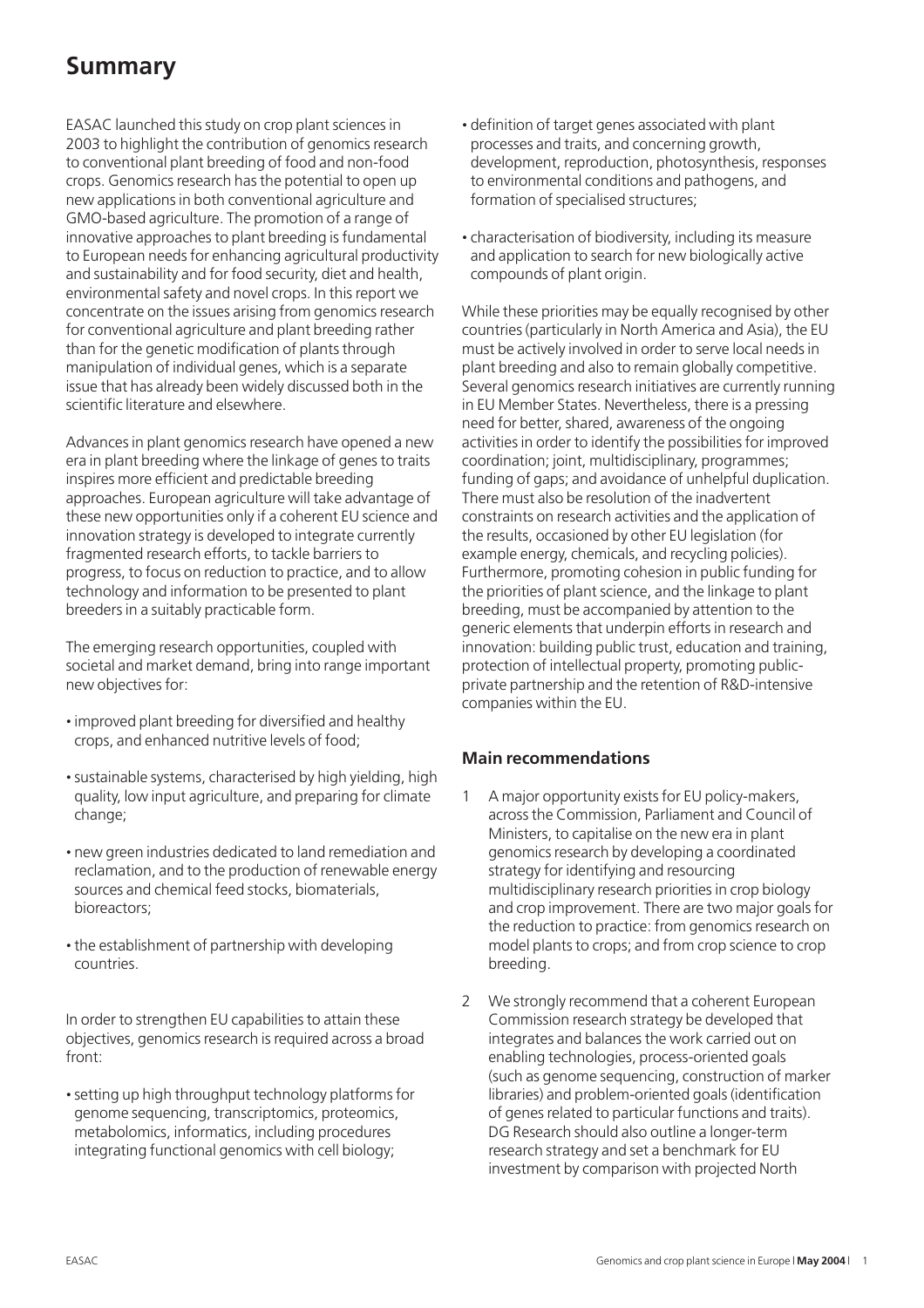# Summary

EASAC launched this study on crop plant sciences in 2003 to highlight the contribution of genomics research to conventional plant breeding of food and non-food crops. Genomics research has the potential to open up new applications in both conventional agriculture and GMO-based agriculture. The promotion of a range of innovative approaches to plant breeding is fundamental to European needs for enhancing agricultural productivity and sustainability and for food security, diet and health, environmental safety and novel crops. In this report we concentrate on the issues arising from genomics research for conventional agriculture and plant breeding rather than for the genetic modification of plants through manipulation of individual genes, which is a separate issue that has already been widely discussed both in the scientific literature and elsewhere.

Advances in plant genomics research have opened a new era in plant breeding where the linkage of genes to traits inspires more efficient and predictable breeding approaches. European agriculture will take advantage of these new opportunities only if a coherent EU science and innovation strategy is developed to integrate currently fragmented research efforts, to tackle barriers to progress, to focus on reduction to practice, and to allow technology and information to be presented to plant breeders in a suitably practicable form.

The emerging research opportunities, coupled with societal and market demand, bring into range important new objectives for:

- improved plant breeding for diversified and healthy crops, and enhanced nutritive levels of food;
- sustainable systems, characterised by high yielding, high quality, low input agriculture, and preparing for climate change;
- new green industries dedicated to land remediation and reclamation, and to the production of renewable energy sources and chemical feed stocks, biomaterials, bioreactors;
- the establishment of partnership with developing countries.

In order to strengthen EU capabilities to attain these objectives, genomics research is required across a broad front:

- setting up high throughput technology platforms for genome sequencing, transcriptomics, proteomics, metabolomics, informatics, including procedures integrating functional genomics with cell biology;
- definition of target genes associated with plant processes and traits, and concerning growth, development, reproduction, photosynthesis, responses to environmental conditions and pathogens, and formation of specialised structures;
- characterisation of biodiversity, including its measure and application to search for new biologically active compounds of plant origin.

While these priorities may be equally recognised by other countries (particularly in North America and Asia), the EU must be actively involved in order to serve local needs in plant breeding and also to remain globally competitive. Several genomics research initiatives are currently running in EU Member States. Nevertheless, there is a pressing need for better, shared, awareness of the ongoing activities in order to identify the possibilities for improved coordination; joint, multidisciplinary, programmes; funding of gaps; and avoidance of unhelpful duplication. There must also be resolution of the inadvertent constraints on research activities and the application of the results, occasioned by other EU legislation (for example energy, chemicals, and recycling policies). Furthermore, promoting cohesion in public funding for the priorities of plant science, and the linkage to plant breeding, must be accompanied by attention to the generic elements that underpin efforts in research and innovation: building public trust, education and training, protection of intellectual property, promoting public-private partnership and the retention of R&D-intensive companies within the EU.

## Main recommendations

1. A major opportunity exists for EU policy-makers, across the Commission, Parliament and Council of Ministers, to capitalise on the new era in plant genomics research by developing a coordinated strategy for identifying and resourcing multidisciplinary research priorities in crop biology and crop improvement. There are two major goals for the reduction to practice: from genomics research on model plants to crops; and from crop science to crop breeding.
2. We strongly recommend that a coherent European Commission research strategy be developed that integrates and balances the work carried out on enabling technologies, process-oriented goals (such as genome sequencing, construction of marker libraries) and problem-oriented goals (identification of genes related to particular functions and traits). DG Research should also outline a longer-term research strategy and set a benchmark for EU investment by comparison with projected North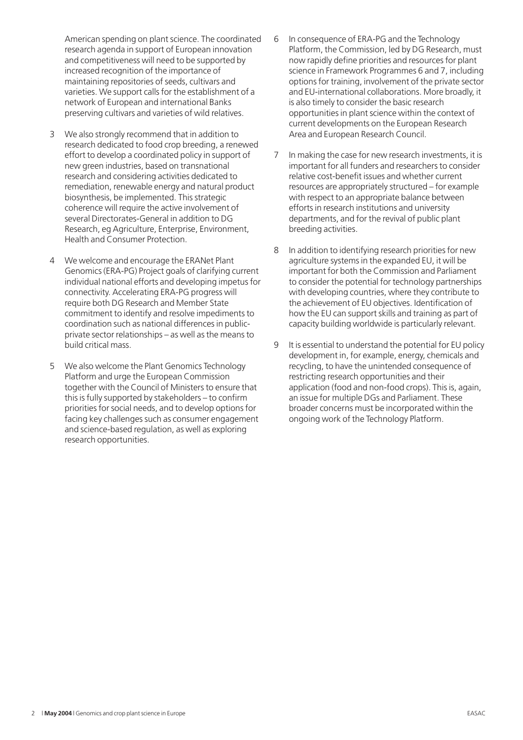American spending on plant science. The coordinated research agenda in support of European innovation and competitiveness will need to be supported by increased recognition of the importance of maintaining repositories of seeds, cultivars and varieties. We support calls for the establishment of a network of European and international Banks preserving cultivars and varieties of wild relatives.

3 We also strongly recommend that in addition to research dedicated to food crop breeding, a renewed effort to develop a coordinated policy in support of new green industries, based on transnational research and considering activities dedicated to remediation, renewable energy and natural product biosynthesis, be implemented. This strategic coherence will require the active involvement of several Directorates-General in addition to DG Research, eg Agriculture, Enterprise, Environment, Health and Consumer Protection.

4 We welcome and encourage the ERANet Plant Genomics (ERA-PG) Project goals of clarifying current individual national efforts and developing impetus for connectivity. Accelerating ERA-PG progress will require both DG Research and Member State commitment to identify and resolve impediments to coordination such as national differences in public-private sector relationships – as well as the means to build critical mass.

5 We also welcome the Plant Genomics Technology Platform and urge the European Commission together with the Council of Ministers to ensure that this is fully supported by stakeholders – to confirm priorities for social needs, and to develop options for facing key challenges such as consumer engagement and science-based regulation, as well as exploring research opportunities.

6 In consequence of ERA-PG and the Technology Platform, the Commission, led by DG Research, must now rapidly define priorities and resources for plant science in Framework Programmes 6 and 7, including options for training, involvement of the private sector and EU-international collaborations. More broadly, it is also timely to consider the basic research opportunities in plant science within the context of current developments on the European Research Area and European Research Council.

7 In making the case for new research investments, it is important for all funders and researchers to consider relative cost-benefit issues and whether current resources are appropriately structured – for example with respect to an appropriate balance between efforts in research institutions and university departments, and for the revival of public plant breeding activities.

8 In addition to identifying research priorities for new agriculture systems in the expanded EU, it will be important for both the Commission and Parliament to consider the potential for technology partnerships with developing countries, where they contribute to the achievement of EU objectives. Identification of how the EU can support skills and training as part of capacity building worldwide is particularly relevant.

9 It is essential to understand the potential for EU policy development in, for example, energy, chemicals and recycling, to have the unintended consequence of restricting research opportunities and their application (food and non-food crops). This is, again, an issue for multiple DGs and Parliament. These broader concerns must be incorporated within the ongoing work of the Technology Platform.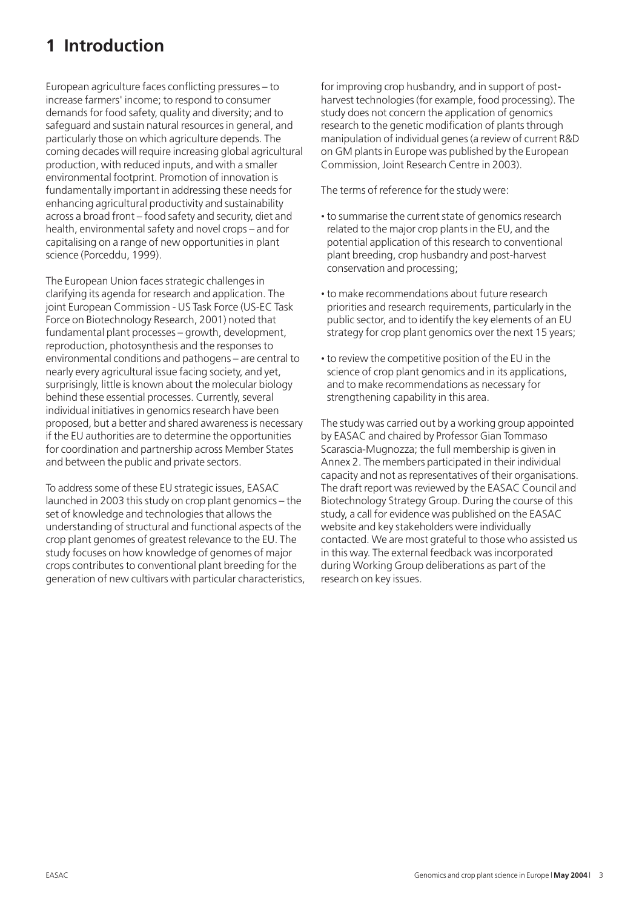# 1 Introduction

European agriculture faces conflicting pressures – to increase farmers' income; to respond to consumer demands for food safety, quality and diversity; and to safeguard and sustain natural resources in general, and particularly those on which agriculture depends. The coming decades will require increasing global agricultural production, with reduced inputs, and with a smaller environmental footprint. Promotion of innovation is fundamentally important in addressing these needs for enhancing agricultural productivity and sustainability across a broad front – food safety and security, diet and health, environmental safety and novel crops – and for capitalising on a range of new opportunities in plant science (Porceddu, 1999).

The European Union faces strategic challenges in clarifying its agenda for research and application. The joint European Commission - US Task Force (US-EC Task Force on Biotechnology Research, 2001) noted that fundamental plant processes – growth, development, reproduction, photosynthesis and the responses to environmental conditions and pathogens – are central to nearly every agricultural issue facing society, and yet, surprisingly, little is known about the molecular biology behind these essential processes. Currently, several individual initiatives in genomics research have been proposed, but a better and shared awareness is necessary if the EU authorities are to determine the opportunities for coordination and partnership across Member States and between the public and private sectors.

To address some of these EU strategic issues, EASAC launched in 2003 this study on crop plant genomics – the set of knowledge and technologies that allows the understanding of structural and functional aspects of the crop plant genomes of greatest relevance to the EU. The study focuses on how knowledge of genomes of major crops contributes to conventional plant breeding for the generation of new cultivars with particular characteristics, for improving crop husbandry, and in support of post-harvest technologies (for example, food processing). The study does not concern the application of genomics research to the genetic modification of plants through manipulation of individual genes (a review of current R&D on GM plants in Europe was published by the European Commission, Joint Research Centre in 2003).

The terms of reference for the study were:

- to summarise the current state of genomics research related to the major crop plants in the EU, and the potential application of this research to conventional plant breeding, crop husbandry and post-harvest conservation and processing;
- to make recommendations about future research priorities and research requirements, particularly in the public sector, and to identify the key elements of an EU strategy for crop plant genomics over the next 15 years;
- to review the competitive position of the EU in the science of crop plant genomics and in its applications, and to make recommendations as necessary for strengthening capability in this area.

The study was carried out by a working group appointed by EASAC and chaired by Professor Gian Tommaso Scarascia-Mugnozza; the full membership is given in Annex 2. The members participated in their individual capacity and not as representatives of their organisations. The draft report was reviewed by the EASAC Council and Biotechnology Strategy Group. During the course of this study, a call for evidence was published on the EASAC website and key stakeholders were individually contacted. We are most grateful to those who assisted us in this way. The external feedback was incorporated during Working Group deliberations as part of the research on key issues.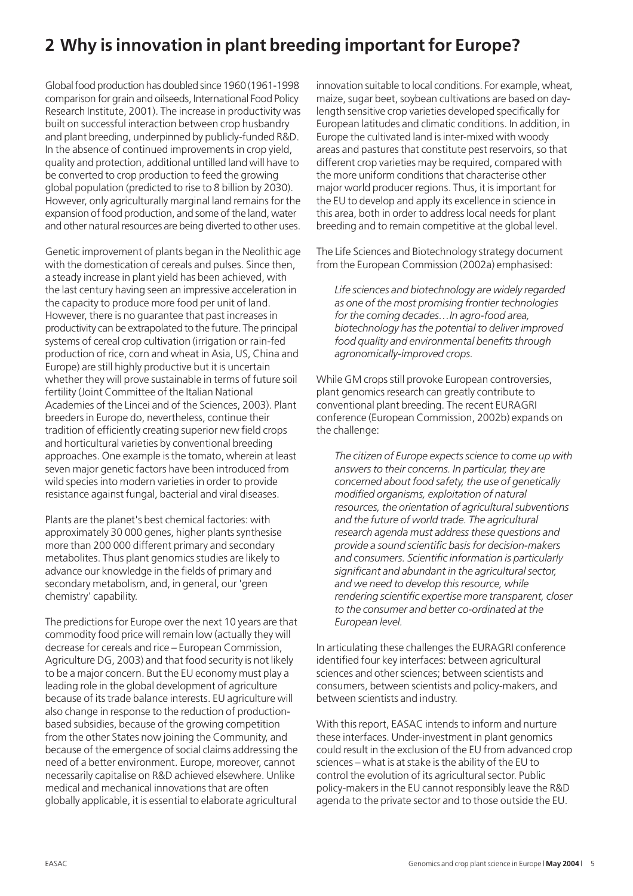# 2 Why is innovation in plant breeding important for Europe?

Global food production has doubled since 1960 (1961-1998 comparison for grain and oilseeds, International Food Policy Research Institute, 2001). The increase in productivity was built on successful interaction between crop husbandry and plant breeding, underpinned by publicly-funded R&D. In the absence of continued improvements in crop yield, quality and protection, additional untilled land will have to be converted to crop production to feed the growing global population (predicted to rise to 8 billion by 2030). However, only agriculturally marginal land remains for the expansion of food production, and some of the land, water and other natural resources are being diverted to other uses.

Genetic improvement of plants began in the Neolithic age with the domestication of cereals and pulses. Since then, a steady increase in plant yield has been achieved, with the last century having seen an impressive acceleration in the capacity to produce more food per unit of land. However, there is no guarantee that past increases in productivity can be extrapolated to the future. The principal systems of cereal crop cultivation (irrigation or rain-fed production of rice, corn and wheat in Asia, US, China and Europe) are still highly productive but it is uncertain whether they will prove sustainable in terms of future soil fertility (Joint Committee of the Italian National Academies of the Lincei and of the Sciences, 2003). Plant breeders in Europe do, nevertheless, continue their tradition of efficiently creating superior new field crops and horticultural varieties by conventional breeding approaches. One example is the tomato, wherein at least seven major genetic factors have been introduced from wild species into modern varieties in order to provide resistance against fungal, bacterial and viral diseases.

Plants are the planet's best chemical factories: with approximately 30 000 genes, higher plants synthesise more than 200 000 different primary and secondary metabolites. Thus plant genomics studies are likely to advance our knowledge in the fields of primary and secondary metabolism, and, in general, our 'green chemistry' capability.

The predictions for Europe over the next 10 years are that commodity food price will remain low (actually they will decrease for cereals and rice – European Commission, Agriculture DG, 2003) and that food security is not likely to be a major concern. But the EU economy must play a leading role in the global development of agriculture because of its trade balance interests. EU agriculture will also change in response to the reduction of production-based subsidies, because of the growing competition from the other States now joining the Community, and because of the emergence of social claims addressing the need of a better environment. Europe, moreover, cannot necessarily capitalise on R&D achieved elsewhere. Unlike medical and mechanical innovations that are often globally applicable, it is essential to elaborate agricultural innovation suitable to local conditions. For example, wheat, maize, sugar beet, soybean cultivations are based on day-length sensitive crop varieties developed specifically for European latitudes and climatic conditions. In addition, in Europe the cultivated land is inter-mixed with woody areas and pastures that constitute pest reservoirs, so that different crop varieties may be required, compared with the more uniform conditions that characterise other major world producer regions. Thus, it is important for the EU to develop and apply its excellence in science in this area, both in order to address local needs for plant breeding and to remain competitive at the global level.

The Life Sciences and Biotechnology strategy document from the European Commission (2002a) emphasised:

> *Life sciences and biotechnology are widely regarded as one of the most promising frontier technologies for the coming decades…In agro-food area, biotechnology has the potential to deliver improved food quality and environmental benefits through agronomically-improved crops.*

While GM crops still provoke European controversies, plant genomics research can greatly contribute to conventional plant breeding. The recent EURAGRI conference (European Commission, 2002b) expands on the challenge:

> *The citizen of Europe expects science to come up with answers to their concerns. In particular, they are concerned about food safety, the use of genetically modified organisms, exploitation of natural resources, the orientation of agricultural subventions and the future of world trade. The agricultural research agenda must address these questions and provide a sound scientific basis for decision-makers and consumers. Scientific information is particularly significant and abundant in the agricultural sector, and we need to develop this resource, while rendering scientific expertise more transparent, closer to the consumer and better co-ordinated at the European level.*

In articulating these challenges the EURAGRI conference identified four key interfaces: between agricultural sciences and other sciences; between scientists and consumers, between scientists and policy-makers, and between scientists and industry.

With this report, EASAC intends to inform and nurture these interfaces. Under-investment in plant genomics could result in the exclusion of the EU from advanced crop sciences – what is at stake is the ability of the EU to control the evolution of its agricultural sector. Public policy-makers in the EU cannot responsibly leave the R&D agenda to the private sector and to those outside the EU.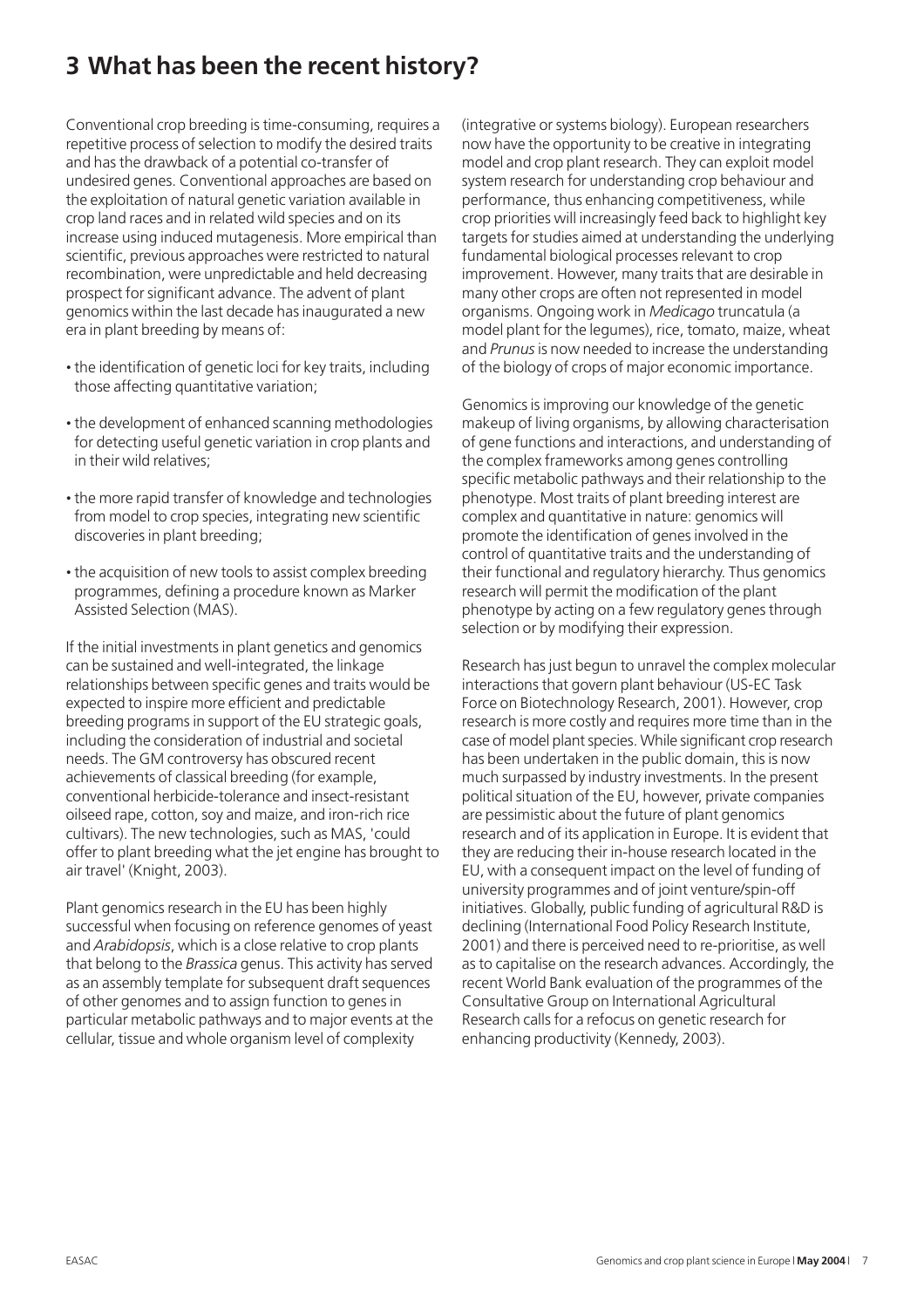# 3 What has been the recent history?

Conventional crop breeding is time-consuming, requires a repetitive process of selection to modify the desired traits and has the drawback of a potential co-transfer of undesired genes. Conventional approaches are based on the exploitation of natural genetic variation available in crop land races and in related wild species and on its increase using induced mutagenesis. More empirical than scientific, previous approaches were restricted to natural recombination, were unpredictable and held decreasing prospect for significant advance. The advent of plant genomics within the last decade has inaugurated a new era in plant breeding by means of:

- the identification of genetic loci for key traits, including those affecting quantitative variation;
- the development of enhanced scanning methodologies for detecting useful genetic variation in crop plants and in their wild relatives;
- the more rapid transfer of knowledge and technologies from model to crop species, integrating new scientific discoveries in plant breeding;
- the acquisition of new tools to assist complex breeding programmes, defining a procedure known as Marker Assisted Selection (MAS).

If the initial investments in plant genetics and genomics can be sustained and well-integrated, the linkage relationships between specific genes and traits would be expected to inspire more efficient and predictable breeding programs in support of the EU strategic goals, including the consideration of industrial and societal needs. The GM controversy has obscured recent achievements of classical breeding (for example, conventional herbicide-tolerance and insect-resistant oilseed rape, cotton, soy and maize, and iron-rich rice cultivars). The new technologies, such as MAS, 'could offer to plant breeding what the jet engine has brought to air travel' (Knight, 2003).

Plant genomics research in the EU has been highly successful when focusing on reference genomes of yeast and *Arabidopsis*, which is a close relative to crop plants that belong to the *Brassica* genus. This activity has served as an assembly template for subsequent draft sequences of other genomes and to assign function to genes in particular metabolic pathways and to major events at the cellular, tissue and whole organism level of complexity (integrative or systems biology). European researchers now have the opportunity to be creative in integrating model and crop plant research. They can exploit model system research for understanding crop behaviour and performance, thus enhancing competitiveness, while crop priorities will increasingly feed back to highlight key targets for studies aimed at understanding the underlying fundamental biological processes relevant to crop improvement. However, many traits that are desirable in many other crops are often not represented in model organisms. Ongoing work in *Medicago* truncatula (a model plant for the legumes), rice, tomato, maize, wheat and *Prunus* is now needed to increase the understanding of the biology of crops of major economic importance.

Genomics is improving our knowledge of the genetic makeup of living organisms, by allowing characterisation of gene functions and interactions, and understanding of the complex frameworks among genes controlling specific metabolic pathways and their relationship to the phenotype. Most traits of plant breeding interest are complex and quantitative in nature: genomics will promote the identification of genes involved in the control of quantitative traits and the understanding of their functional and regulatory hierarchy. Thus genomics research will permit the modification of the plant phenotype by acting on a few regulatory genes through selection or by modifying their expression.

Research has just begun to unravel the complex molecular interactions that govern plant behaviour (US-EC Task Force on Biotechnology Research, 2001). However, crop research is more costly and requires more time than in the case of model plant species. While significant crop research has been undertaken in the public domain, this is now much surpassed by industry investments. In the present political situation of the EU, however, private companies are pessimistic about the future of plant genomics research and of its application in Europe. It is evident that they are reducing their in-house research located in the EU, with a consequent impact on the level of funding of university programmes and of joint venture/spin-off initiatives. Globally, public funding of agricultural R&D is declining (International Food Policy Research Institute, 2001) and there is perceived need to re-prioritise, as well as to capitalise on the research advances. Accordingly, the recent World Bank evaluation of the programmes of the Consultative Group on International Agricultural Research calls for a refocus on genetic research for enhancing productivity (Kennedy, 2003).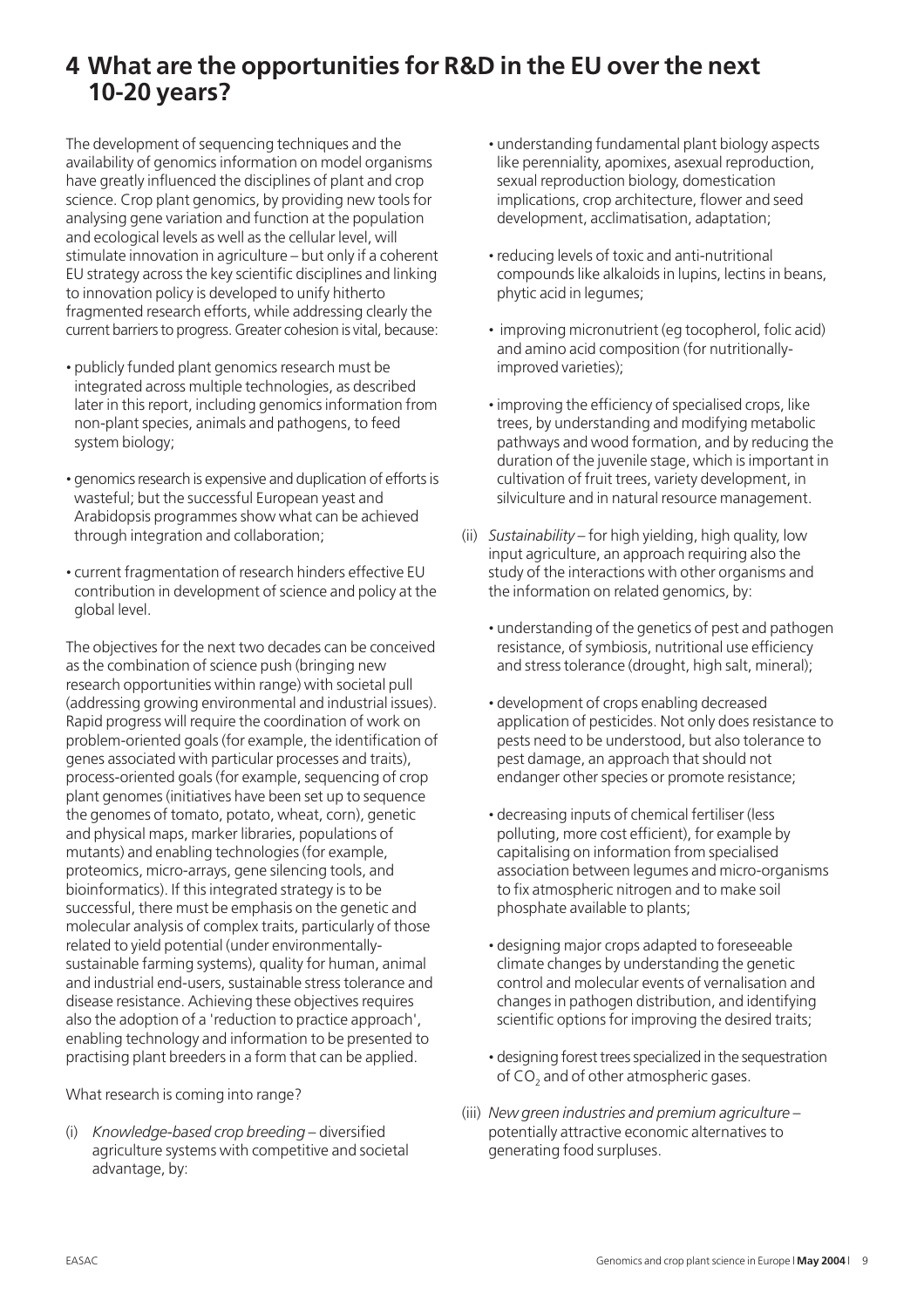# 4 What are the opportunities for R&D in the EU over the next 10-20 years?

The development of sequencing techniques and the availability of genomics information on model organisms have greatly influenced the disciplines of plant and crop science. Crop plant genomics, by providing new tools for analysing gene variation and function at the population and ecological levels as well as the cellular level, will stimulate innovation in agriculture – but only if a coherent EU strategy across the key scientific disciplines and linking to innovation policy is developed to unify hitherto fragmented research efforts, while addressing clearly the current barriers to progress. Greater cohesion is vital, because:

- publicly funded plant genomics research must be integrated across multiple technologies, as described later in this report, including genomics information from non-plant species, animals and pathogens, to feed system biology;
- genomics research is expensive and duplication of efforts is wasteful; but the successful European yeast and Arabidopsis programmes show what can be achieved through integration and collaboration;
- current fragmentation of research hinders effective EU contribution in development of science and policy at the global level.

The objectives for the next two decades can be conceived as the combination of science push (bringing new research opportunities within range) with societal pull (addressing growing environmental and industrial issues). Rapid progress will require the coordination of work on problem-oriented goals (for example, the identification of genes associated with particular processes and traits), process-oriented goals (for example, sequencing of crop plant genomes (initiatives have been set up to sequence the genomes of tomato, potato, wheat, corn), genetic and physical maps, marker libraries, populations of mutants) and enabling technologies (for example, proteomics, micro-arrays, gene silencing tools, and bioinformatics). If this integrated strategy is to be successful, there must be emphasis on the genetic and molecular analysis of complex traits, particularly of those related to yield potential (under environmentally-sustainable farming systems), quality for human, animal and industrial end-users, sustainable stress tolerance and disease resistance. Achieving these objectives requires also the adoption of a 'reduction to practice approach', enabling technology and information to be presented to practising plant breeders in a form that can be applied.

What research is coming into range?

(i) *Knowledge-based crop breeding* – diversified agriculture systems with competitive and societal advantage, by:

- understanding fundamental plant biology aspects like perenniality, apomixes, asexual reproduction, sexual reproduction biology, domestication implications, crop architecture, flower and seed development, acclimatisation, adaptation;
- reducing levels of toxic and anti-nutritional compounds like alkaloids in lupins, lectins in beans, phytic acid in legumes;
- improving micronutrient (eg tocopherol, folic acid) and amino acid composition (for nutritionally-improved varieties);
- improving the efficiency of specialised crops, like trees, by understanding and modifying metabolic pathways and wood formation, and by reducing the duration of the juvenile stage, which is important in cultivation of fruit trees, variety development, in silviculture and in natural resource management.

(ii) *Sustainability* – for high yielding, high quality, low input agriculture, an approach requiring also the study of the interactions with other organisms and the information on related genomics, by:

- understanding of the genetics of pest and pathogen resistance, of symbiosis, nutritional use efficiency and stress tolerance (drought, high salt, mineral);
- development of crops enabling decreased application of pesticides. Not only does resistance to pests need to be understood, but also tolerance to pest damage, an approach that should not endanger other species or promote resistance;
- decreasing inputs of chemical fertiliser (less polluting, more cost efficient), for example by capitalising on information from specialised association between legumes and micro-organisms to fix atmospheric nitrogen and to make soil phosphate available to plants;
- designing major crops adapted to foreseeable climate changes by understanding the genetic control and molecular events of vernalisation and changes in pathogen distribution, and identifying scientific options for improving the desired traits;
- designing forest trees specialized in the sequestration of $CO_2$ and of other atmospheric gases.

(iii) *New green industries and premium agriculture* – potentially attractive economic alternatives to generating food surpluses.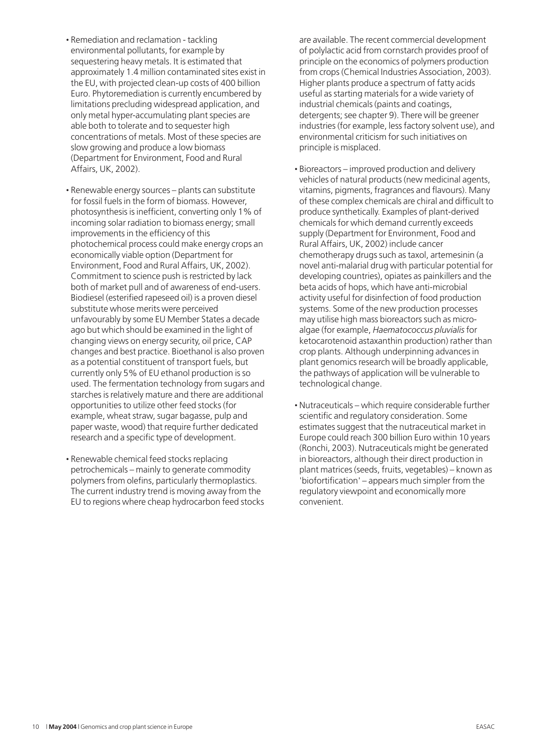- Remediation and reclamation - tackling environmental pollutants, for example by sequestering heavy metals. It is estimated that approximately 1.4 million contaminated sites exist in the EU, with projected clean-up costs of 400 billion Euro. Phytoremediation is currently encumbered by limitations precluding widespread application, and only metal hyper-accumulating plant species are able both to tolerate and to sequester high concentrations of metals. Most of these species are slow growing and produce a low biomass (Department for Environment, Food and Rural Affairs, UK, 2002).

- Renewable energy sources – plants can substitute for fossil fuels in the form of biomass. However, photosynthesis is inefficient, converting only 1% of incoming solar radiation to biomass energy; small improvements in the efficiency of this photochemical process could make energy crops an economically viable option (Department for Environment, Food and Rural Affairs, UK, 2002). Commitment to science push is restricted by lack both of market pull and of awareness of end-users. Biodiesel (esterified rapeseed oil) is a proven diesel substitute whose merits were perceived unfavourably by some EU Member States a decade ago but which should be examined in the light of changing views on energy security, oil price, CAP changes and best practice. Bioethanol is also proven as a potential constituent of transport fuels, but currently only 5% of EU ethanol production is so used. The fermentation technology from sugars and starches is relatively mature and there are additional opportunities to utilize other feed stocks (for example, wheat straw, sugar bagasse, pulp and paper waste, wood) that require further dedicated research and a specific type of development.

- Renewable chemical feed stocks replacing petrochemicals – mainly to generate commodity polymers from olefins, particularly thermoplastics. The current industry trend is moving away from the EU to regions where cheap hydrocarbon feed stocks are available. The recent commercial development of polylactic acid from cornstarch provides proof of principle on the economics of polymers production from crops (Chemical Industries Association, 2003). Higher plants produce a spectrum of fatty acids useful as starting materials for a wide variety of industrial chemicals (paints and coatings, detergents; see chapter 9). There will be greener industries (for example, less factory solvent use), and environmental criticism for such initiatives on principle is misplaced.

- Bioreactors – improved production and delivery vehicles of natural products (new medicinal agents, vitamins, pigments, fragrances and flavours). Many of these complex chemicals are chiral and difficult to produce synthetically. Examples of plant-derived chemicals for which demand currently exceeds supply (Department for Environment, Food and Rural Affairs, UK, 2002) include cancer chemotherapy drugs such as taxol, artemesinin (a novel anti-malarial drug with particular potential for developing countries), opiates as painkillers and the beta acids of hops, which have anti-microbial activity useful for disinfection of food production systems. Some of the new production processes may utilise high mass bioreactors such as micro-algae (for example, *Haematococcus pluvialis* for ketocarotenoid astaxanthin production) rather than crop plants. Although underpinning advances in plant genomics research will be broadly applicable, the pathways of application will be vulnerable to technological change.

- Nutraceuticals – which require considerable further scientific and regulatory consideration. Some estimates suggest that the nutraceutical market in Europe could reach 300 billion Euro within 10 years (Ronchi, 2003). Nutraceuticals might be generated in bioreactors, although their direct production in plant matrices (seeds, fruits, vegetables) – known as 'biofortification' – appears much simpler from the regulatory viewpoint and economically more convenient.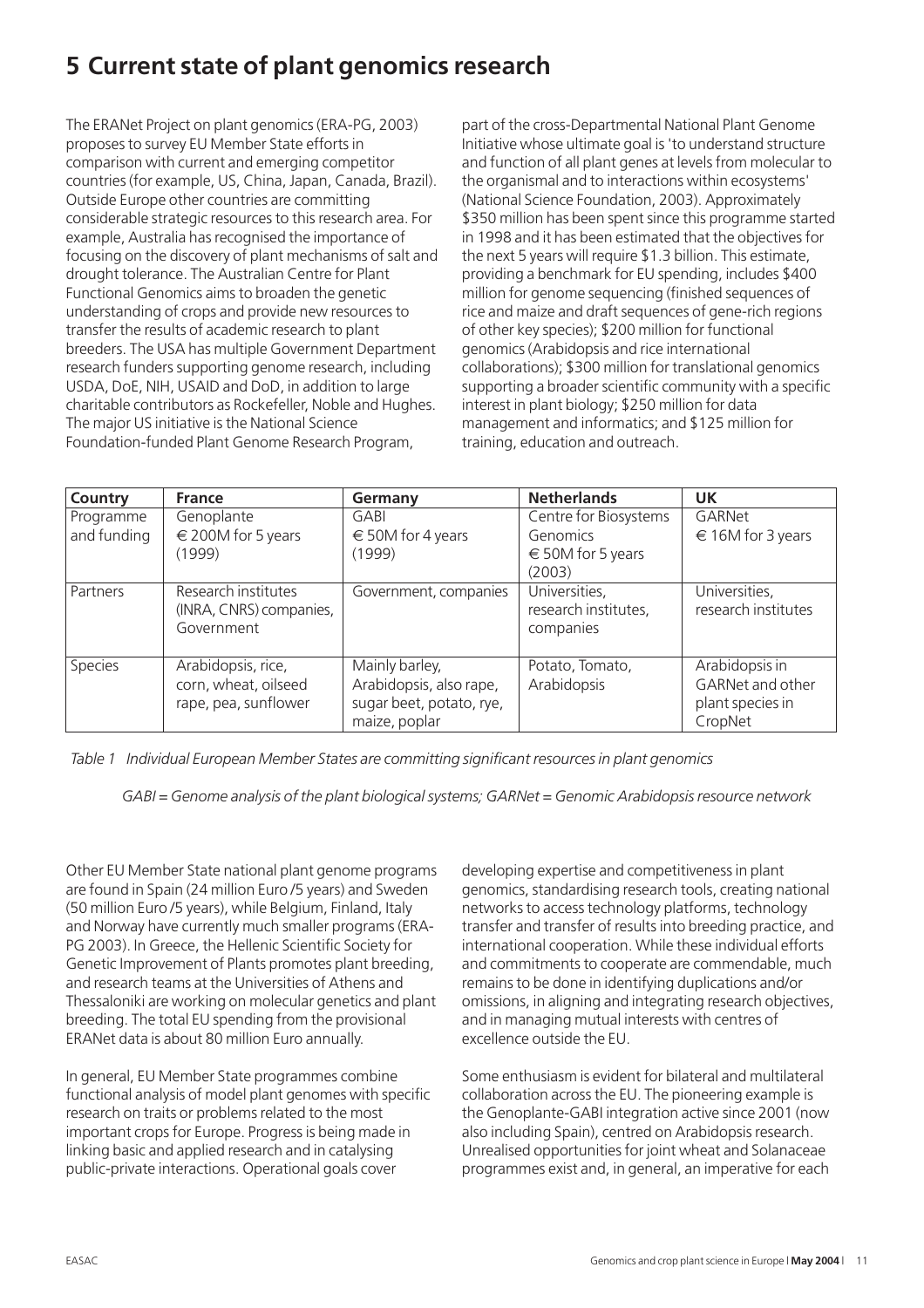# 5 Current state of plant genomics research

The ERANet Project on plant genomics (ERA-PG, 2003) proposes to survey EU Member State efforts in comparison with current and emerging competitor countries (for example, US, China, Japan, Canada, Brazil). Outside Europe other countries are committing considerable strategic resources to this research area. For example, Australia has recognised the importance of focusing on the discovery of plant mechanisms of salt and drought tolerance. The Australian Centre for Plant Functional Genomics aims to broaden the genetic understanding of crops and provide new resources to transfer the results of academic research to plant breeders. The USA has multiple Government Department research funders supporting genome research, including USDA, DoE, NIH, USAID and DoD, in addition to large charitable contributors as Rockefeller, Noble and Hughes. The major US initiative is the National Science Foundation-funded Plant Genome Research Program, part of the cross-Departmental National Plant Genome Initiative whose ultimate goal is 'to understand structure and function of all plant genes at levels from molecular to the organismal and to interactions within ecosystems' (National Science Foundation, 2003). Approximately $350 million has been spent since this programme started in 1998 and it has been estimated that the objectives for the next 5 years will require $1.3 billion. This estimate, providing a benchmark for EU spending, includes $400 million for genome sequencing (finished sequences of rice and maize and draft sequences of gene-rich regions of other key species); $200 million for functional genomics (Arabidopsis and rice international collaborations); $300 million for translational genomics supporting a broader scientific community with a specific interest in plant biology; $250 million for data management and informatics; and $125 million for training, education and outreach.

| Country | France | Germany | Netherlands | UK |
|---|---|---|---|---|
| Programme and funding | Genoplante<br>€ 200M for 5 years (1999) | GABI<br>€ 50M for 4 years (1999) | Centre for Biosystems Genomics<br>€ 50M for 5 years (2003) | GARNet<br>€ 16M for 3 years |
| Partners | Research institutes (INRA, CNRS) companies, Government | Government, companies | Universities, research institutes, companies | Universities, research institutes |
| Species | Arabidopsis, rice, corn, wheat, oilseed rape, pea, sunflower | Mainly barley, Arabidopsis, also rape, sugar beet, potato, rye, maize, poplar | Potato, Tomato, Arabidopsis | Arabidopsis in GARNet and other plant species in CropNet |

*Table 1 Individual European Member States are committing significant resources in plant genomics*

*GABI = Genome analysis of the plant biological systems; GARNet = Genomic Arabidopsis resource network*

Other EU Member State national plant genome programs are found in Spain (24 million Euro /5 years) and Sweden (50 million Euro /5 years), while Belgium, Finland, Italy and Norway have currently much smaller programs (ERA-PG 2003). In Greece, the Hellenic Scientific Society for Genetic Improvement of Plants promotes plant breeding, and research teams at the Universities of Athens and Thessaloniki are working on molecular genetics and plant breeding. The total EU spending from the provisional ERANet data is about 80 million Euro annually.

In general, EU Member State programmes combine functional analysis of model plant genomes with specific research on traits or problems related to the most important crops for Europe. Progress is being made in linking basic and applied research and in catalysing public-private interactions. Operational goals cover developing expertise and competitiveness in plant genomics, standardising research tools, creating national networks to access technology platforms, technology transfer and transfer of results into breeding practice, and international cooperation. While these individual efforts and commitments to cooperate are commendable, much remains to be done in identifying duplications and/or omissions, in aligning and integrating research objectives, and in managing mutual interests with centres of excellence outside the EU.

Some enthusiasm is evident for bilateral and multilateral collaboration across the EU. The pioneering example is the Genoplante-GABI integration active since 2001 (now also including Spain), centred on Arabidopsis research. Unrealised opportunities for joint wheat and Solanaceae programmes exist and, in general, an imperative for each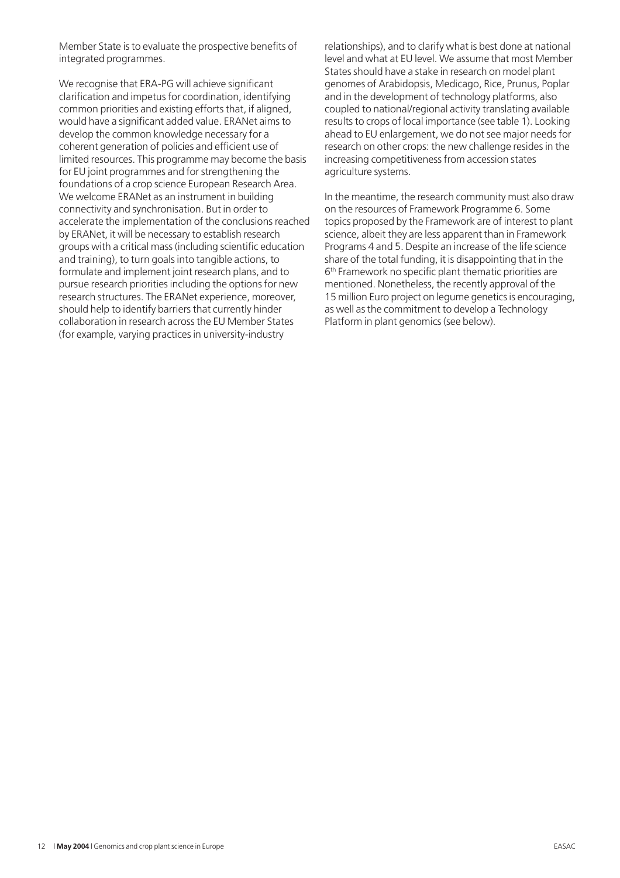Member State is to evaluate the prospective benefits of integrated programmes.

We recognise that ERA-PG will achieve significant clarification and impetus for coordination, identifying common priorities and existing efforts that, if aligned, would have a significant added value. ERANet aims to develop the common knowledge necessary for a coherent generation of policies and efficient use of limited resources. This programme may become the basis for EU joint programmes and for strengthening the foundations of a crop science European Research Area. We welcome ERANet as an instrument in building connectivity and synchronisation. But in order to accelerate the implementation of the conclusions reached by ERANet, it will be necessary to establish research groups with a critical mass (including scientific education and training), to turn goals into tangible actions, to formulate and implement joint research plans, and to pursue research priorities including the options for new research structures. The ERANet experience, moreover, should help to identify barriers that currently hinder collaboration in research across the EU Member States (for example, varying practices in university-industry relationships), and to clarify what is best done at national level and what at EU level. We assume that most Member States should have a stake in research on model plant genomes of Arabidopsis, Medicago, Rice, Prunus, Poplar and in the development of technology platforms, also coupled to national/regional activity translating available results to crops of local importance (see table 1). Looking ahead to EU enlargement, we do not see major needs for research on other crops: the new challenge resides in the increasing competitiveness from accession states agriculture systems.

In the meantime, the research community must also draw on the resources of Framework Programme 6. Some topics proposed by the Framework are of interest to plant science, albeit they are less apparent than in Framework Programs 4 and 5. Despite an increase of the life science share of the total funding, it is disappointing that in the 6th Framework no specific plant thematic priorities are mentioned. Nonetheless, the recently approval of the 15 million Euro project on legume genetics is encouraging, as well as the commitment to develop a Technology Platform in plant genomics (see below).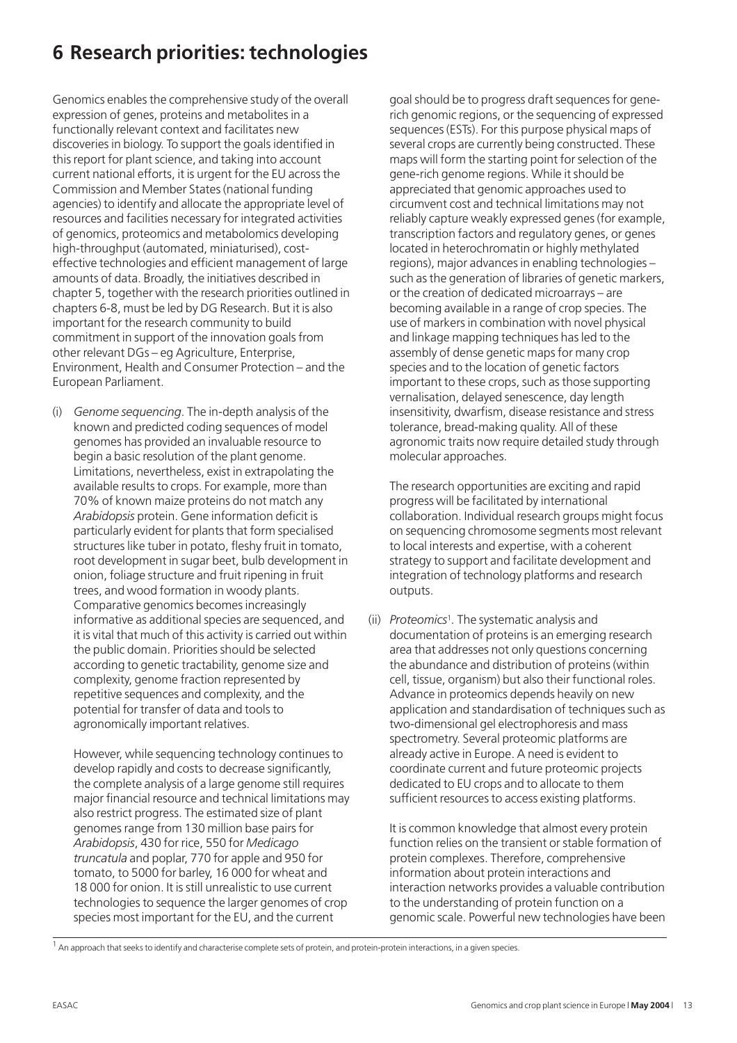# 6 Research priorities: technologies

Genomics enables the comprehensive study of the overall expression of genes, proteins and metabolites in a functionally relevant context and facilitates new discoveries in biology. To support the goals identified in this report for plant science, and taking into account current national efforts, it is urgent for the EU across the Commission and Member States (national funding agencies) to identify and allocate the appropriate level of resources and facilities necessary for integrated activities of genomics, proteomics and metabolomics developing high-throughput (automated, miniaturised), cost-effective technologies and efficient management of large amounts of data. Broadly, the initiatives described in chapter 5, together with the research priorities outlined in chapters 6-8, must be led by DG Research. But it is also important for the research community to build commitment in support of the innovation goals from other relevant DGs – eg Agriculture, Enterprise, Environment, Health and Consumer Protection – and the European Parliament.

(i) *Genome sequencing*. The in-depth analysis of the known and predicted coding sequences of model genomes has provided an invaluable resource to begin a basic resolution of the plant genome. Limitations, nevertheless, exist in extrapolating the available results to crops. For example, more than 70% of known maize proteins do not match any *Arabidopsis* protein. Gene information deficit is particularly evident for plants that form specialised structures like tuber in potato, fleshy fruit in tomato, root development in sugar beet, bulb development in onion, foliage structure and fruit ripening in fruit trees, and wood formation in woody plants. Comparative genomics becomes increasingly informative as additional species are sequenced, and it is vital that much of this activity is carried out within the public domain. Priorities should be selected according to genetic tractability, genome size and complexity, genome fraction represented by repetitive sequences and complexity, and the potential for transfer of data and tools to agronomically important relatives.

However, while sequencing technology continues to develop rapidly and costs to decrease significantly, the complete analysis of a large genome still requires major financial resource and technical limitations may also restrict progress. The estimated size of plant genomes range from 130 million base pairs for *Arabidopsis*, 430 for rice, 550 for *Medicago truncatula* and poplar, 770 for apple and 950 for tomato, to 5000 for barley, 16 000 for wheat and 18 000 for onion. It is still unrealistic to use current technologies to sequence the larger genomes of crop species most important for the EU, and the current goal should be to progress draft sequences for gene-rich genomic regions, or the sequencing of expressed sequences (ESTs). For this purpose physical maps of several crops are currently being constructed. These maps will form the starting point for selection of the gene-rich genome regions. While it should be appreciated that genomic approaches used to circumvent cost and technical limitations may not reliably capture weakly expressed genes (for example, transcription factors and regulatory genes, or genes located in heterochromatin or highly methylated regions), major advances in enabling technologies – such as the generation of libraries of genetic markers, or the creation of dedicated microarrays – are becoming available in a range of crop species. The use of markers in combination with novel physical and linkage mapping techniques has led to the assembly of dense genetic maps for many crop species and to the location of genetic factors important to these crops, such as those supporting vernalisation, delayed senescence, day length insensitivity, dwarfism, disease resistance and stress tolerance, bread-making quality. All of these agronomic traits now require detailed study through molecular approaches.

The research opportunities are exciting and rapid progress will be facilitated by international collaboration. Individual research groups might focus on sequencing chromosome segments most relevant to local interests and expertise, with a coherent strategy to support and facilitate development and integration of technology platforms and research outputs.

(ii) *Proteomics*[1]. The systematic analysis and documentation of proteins is an emerging research area that addresses not only questions concerning the abundance and distribution of proteins (within cell, tissue, organism) but also their functional roles. Advance in proteomics depends heavily on new application and standardisation of techniques such as two-dimensional gel electrophoresis and mass spectrometry. Several proteomic platforms are already active in Europe. A need is evident to coordinate current and future proteomic projects dedicated to EU crops and to allocate to them sufficient resources to access existing platforms.

It is common knowledge that almost every protein function relies on the transient or stable formation of protein complexes. Therefore, comprehensive information about protein interactions and interaction networks provides a valuable contribution to the understanding of protein function on a genomic scale. Powerful new technologies have been

[1] An approach that seeks to identify and characterise complete sets of protein, and protein-protein interactions, in a given species.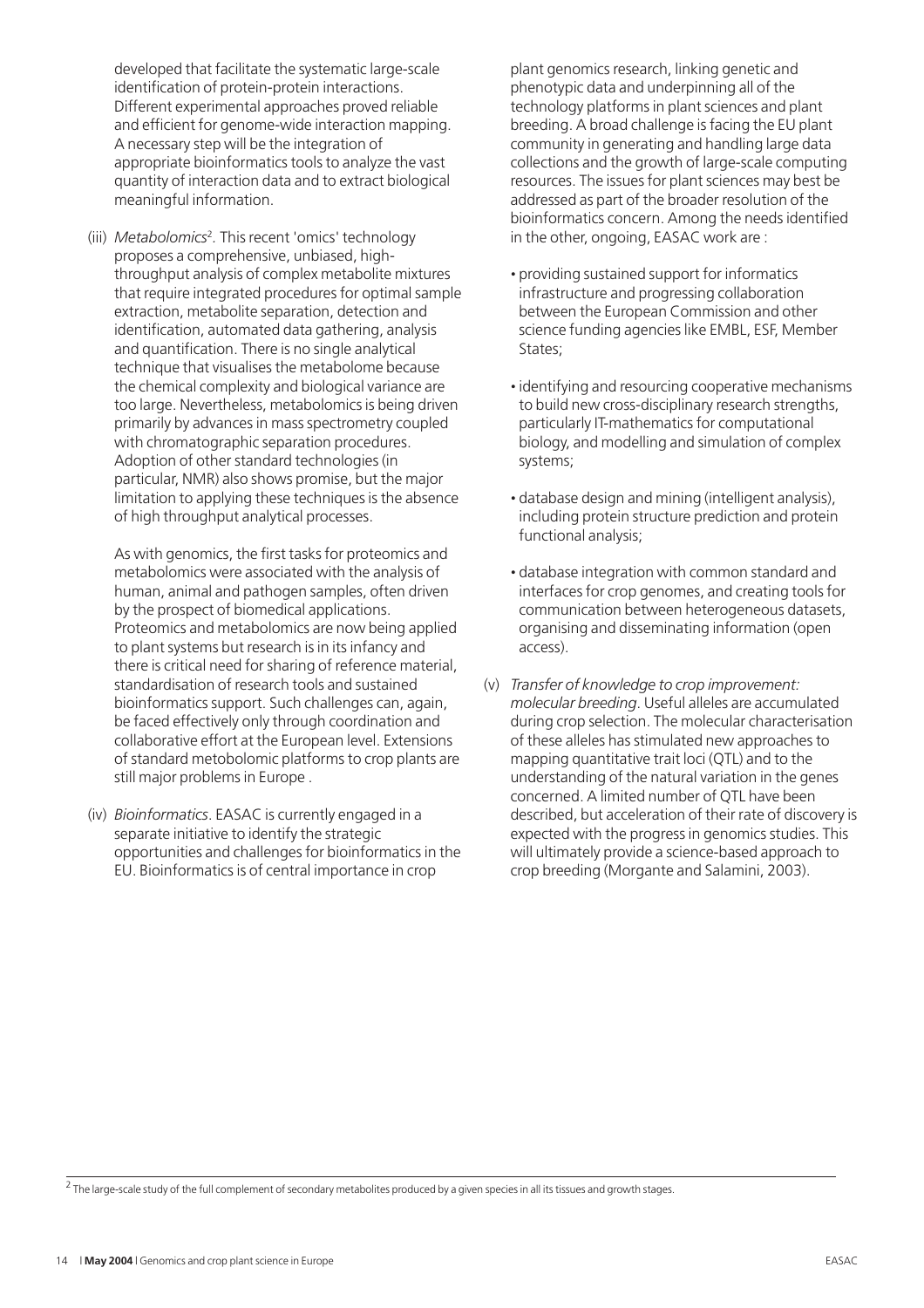developed that facilitate the systematic large-scale identification of protein-protein interactions. Different experimental approaches proved reliable and efficient for genome-wide interaction mapping. A necessary step will be the integration of appropriate bioinformatics tools to analyze the vast quantity of interaction data and to extract biological meaningful information.

(iii) *Metabolomics*[2]. This recent 'omics' technology proposes a comprehensive, unbiased, high-throughput analysis of complex metabolite mixtures that require integrated procedures for optimal sample extraction, metabolite separation, detection and identification, automated data gathering, analysis and quantification. There is no single analytical technique that visualises the metabolome because the chemical complexity and biological variance are too large. Nevertheless, metabolomics is being driven primarily by advances in mass spectrometry coupled with chromatographic separation procedures. Adoption of other standard technologies (in particular, NMR) also shows promise, but the major limitation to applying these techniques is the absence of high throughput analytical processes.

As with genomics, the first tasks for proteomics and metabolomics were associated with the analysis of human, animal and pathogen samples, often driven by the prospect of biomedical applications. Proteomics and metabolomics are now being applied to plant systems but research is in its infancy and there is critical need for sharing of reference material, standardisation of research tools and sustained bioinformatics support. Such challenges can, again, be faced effectively only through coordination and collaborative effort at the European level. Extensions of standard metobolomic platforms to crop plants are still major problems in Europe .

(iv) *Bioinformatics*. EASAC is currently engaged in a separate initiative to identify the strategic opportunities and challenges for bioinformatics in the EU. Bioinformatics is of central importance in crop plant genomics research, linking genetic and phenotypic data and underpinning all of the technology platforms in plant sciences and plant breeding. A broad challenge is facing the EU plant community in generating and handling large data collections and the growth of large-scale computing resources. The issues for plant sciences may best be addressed as part of the broader resolution of the bioinformatics concern. Among the needs identified in the other, ongoing, EASAC work are :

- providing sustained support for informatics infrastructure and progressing collaboration between the European Commission and other science funding agencies like EMBL, ESF, Member States;
- identifying and resourcing cooperative mechanisms to build new cross-disciplinary research strengths, particularly IT-mathematics for computational biology, and modelling and simulation of complex systems;
- database design and mining (intelligent analysis), including protein structure prediction and protein functional analysis;
- database integration with common standard and interfaces for crop genomes, and creating tools for communication between heterogeneous datasets, organising and disseminating information (open access).

(v) *Transfer of knowledge to crop improvement: molecular breeding*. Useful alleles are accumulated during crop selection. The molecular characterisation of these alleles has stimulated new approaches to mapping quantitative trait loci (QTL) and to the understanding of the natural variation in the genes concerned. A limited number of QTL have been described, but acceleration of their rate of discovery is expected with the progress in genomics studies. This will ultimately provide a science-based approach to crop breeding (Morgante and Salamini, 2003).

[2] The large-scale study of the full complement of secondary metabolites produced by a given species in all its tissues and growth stages.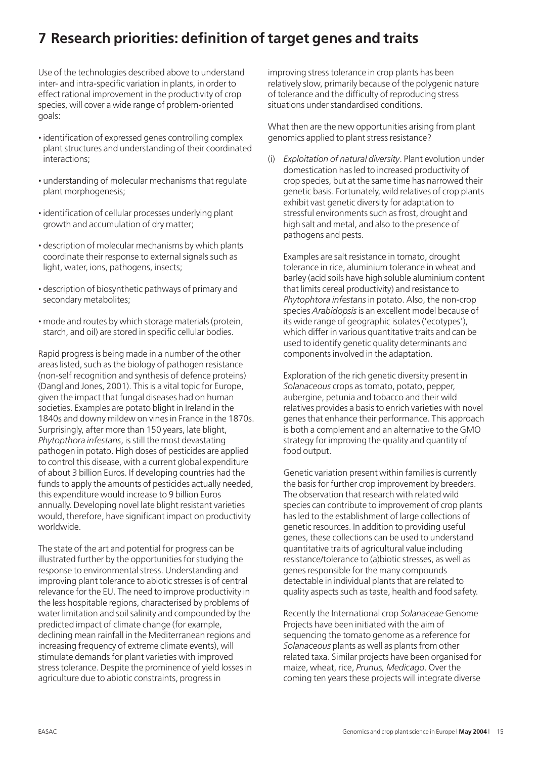# 7 Research priorities: definition of target genes and traits

Use of the technologies described above to understand inter- and intra-specific variation in plants, in order to effect rational improvement in the productivity of crop species, will cover a wide range of problem-oriented goals:

- identification of expressed genes controlling complex plant structures and understanding of their coordinated interactions;
- understanding of molecular mechanisms that regulate plant morphogenesis;
- identification of cellular processes underlying plant growth and accumulation of dry matter;
- description of molecular mechanisms by which plants coordinate their response to external signals such as light, water, ions, pathogens, insects;
- description of biosynthetic pathways of primary and secondary metabolites;
- mode and routes by which storage materials (protein, starch, and oil) are stored in specific cellular bodies.

Rapid progress is being made in a number of the other areas listed, such as the biology of pathogen resistance (non-self recognition and synthesis of defence proteins) (Dangl and Jones, 2001). This is a vital topic for Europe, given the impact that fungal diseases had on human societies. Examples are potato blight in Ireland in the 1840s and downy mildew on vines in France in the 1870s. Surprisingly, after more than 150 years, late blight, *Phytopthora infestans*, is still the most devastating pathogen in potato. High doses of pesticides are applied to control this disease, with a current global expenditure of about 3 billion Euros. If developing countries had the funds to apply the amounts of pesticides actually needed, this expenditure would increase to 9 billion Euros annually. Developing novel late blight resistant varieties would, therefore, have significant impact on productivity worldwide.

The state of the art and potential for progress can be illustrated further by the opportunities for studying the response to environmental stress. Understanding and improving plant tolerance to abiotic stresses is of central relevance for the EU. The need to improve productivity in the less hospitable regions, characterised by problems of water limitation and soil salinity and compounded by the predicted impact of climate change (for example, declining mean rainfall in the Mediterranean regions and increasing frequency of extreme climate events), will stimulate demands for plant varieties with improved stress tolerance. Despite the prominence of yield losses in agriculture due to abiotic constraints, progress in improving stress tolerance in crop plants has been relatively slow, primarily because of the polygenic nature of tolerance and the difficulty of reproducing stress situations under standardised conditions.

What then are the new opportunities arising from plant genomics applied to plant stress resistance?

(i) *Exploitation of natural diversity*. Plant evolution under domestication has led to increased productivity of crop species, but at the same time has narrowed their genetic basis. Fortunately, wild relatives of crop plants exhibit vast genetic diversity for adaptation to stressful environments such as frost, drought and high salt and metal, and also to the presence of pathogens and pests.

Examples are salt resistance in tomato, drought tolerance in rice, aluminium tolerance in wheat and barley (acid soils have high soluble aluminium content that limits cereal productivity) and resistance to *Phytophtora infestans* in potato. Also, the non-crop species *Arabidopsis* is an excellent model because of its wide range of geographic isolates ('ecotypes'), which differ in various quantitative traits and can be used to identify genetic quality determinants and components involved in the adaptation.

Exploration of the rich genetic diversity present in *Solanaceous* crops as tomato, potato, pepper, aubergine, petunia and tobacco and their wild relatives provides a basis to enrich varieties with novel genes that enhance their performance. This approach is both a complement and an alternative to the GMO strategy for improving the quality and quantity of food output.

Genetic variation present within families is currently the basis for further crop improvement by breeders. The observation that research with related wild species can contribute to improvement of crop plants has led to the establishment of large collections of genetic resources. In addition to providing useful genes, these collections can be used to understand quantitative traits of agricultural value including resistance/tolerance to (a)biotic stresses, as well as genes responsible for the many compounds detectable in individual plants that are related to quality aspects such as taste, health and food safety.

Recently the International crop *Solanaceae* Genome Projects have been initiated with the aim of sequencing the tomato genome as a reference for *Solanaceous* plants as well as plants from other related taxa. Similar projects have been organised for maize, wheat, rice, *Prunus, Medicago*. Over the coming ten years these projects will integrate diverse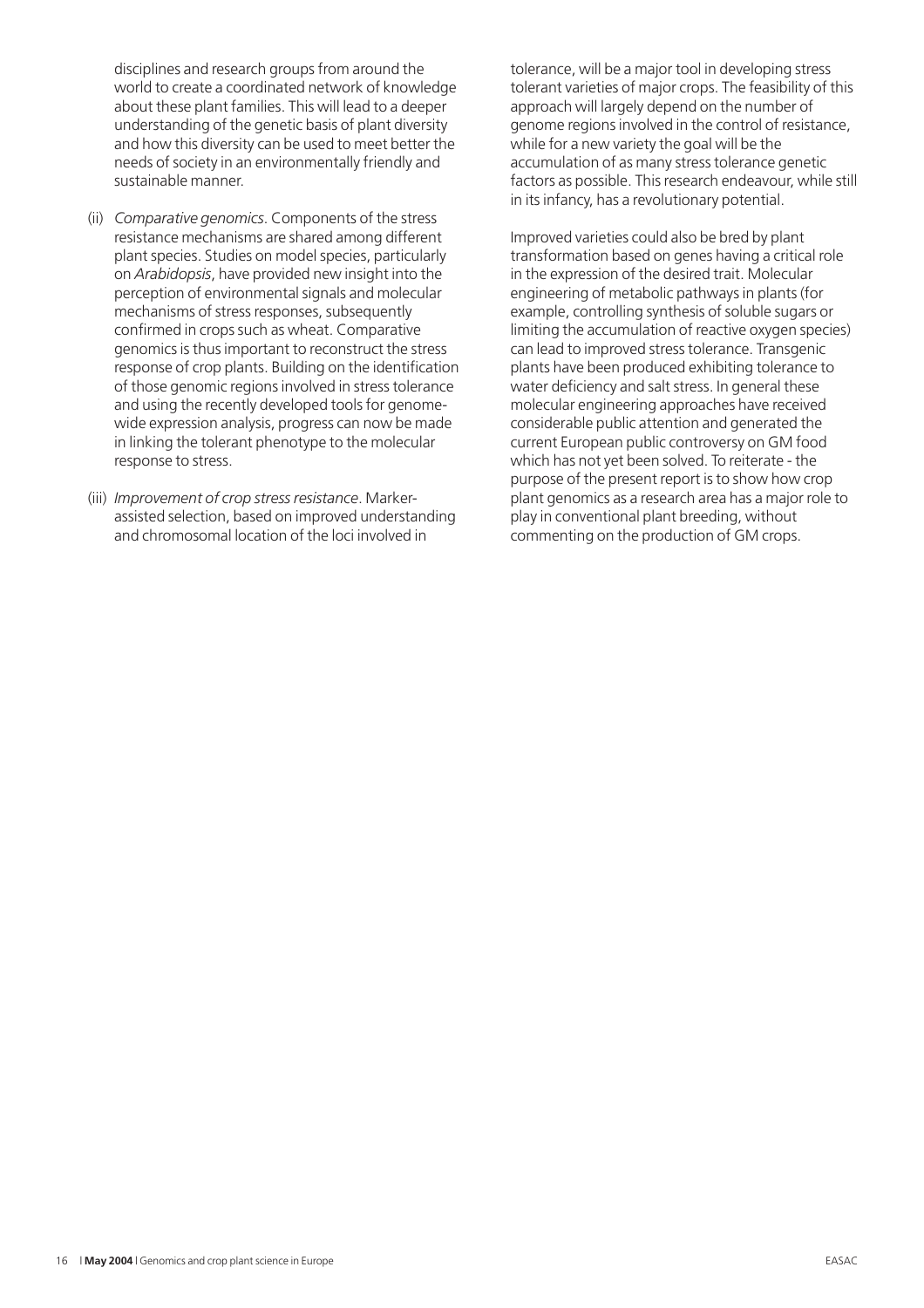disciplines and research groups from around the world to create a coordinated network of knowledge about these plant families. This will lead to a deeper understanding of the genetic basis of plant diversity and how this diversity can be used to meet better the needs of society in an environmentally friendly and sustainable manner.

(ii) *Comparative genomics*. Components of the stress resistance mechanisms are shared among different plant species. Studies on model species, particularly on *Arabidopsis*, have provided new insight into the perception of environmental signals and molecular mechanisms of stress responses, subsequently confirmed in crops such as wheat. Comparative genomics is thus important to reconstruct the stress response of crop plants. Building on the identification of those genomic regions involved in stress tolerance and using the recently developed tools for genome-wide expression analysis, progress can now be made in linking the tolerant phenotype to the molecular response to stress.

(iii) *Improvement of crop stress resistance*. Marker-assisted selection, based on improved understanding and chromosomal location of the loci involved in tolerance, will be a major tool in developing stress tolerant varieties of major crops. The feasibility of this approach will largely depend on the number of genome regions involved in the control of resistance, while for a new variety the goal will be the accumulation of as many stress tolerance genetic factors as possible. This research endeavour, while still in its infancy, has a revolutionary potential.

Improved varieties could also be bred by plant transformation based on genes having a critical role in the expression of the desired trait. Molecular engineering of metabolic pathways in plants (for example, controlling synthesis of soluble sugars or limiting the accumulation of reactive oxygen species) can lead to improved stress tolerance. Transgenic plants have been produced exhibiting tolerance to water deficiency and salt stress. In general these molecular engineering approaches have received considerable public attention and generated the current European public controversy on GM food which has not yet been solved. To reiterate - the purpose of the present report is to show how crop plant genomics as a research area has a major role to play in conventional plant breeding, without commenting on the production of GM crops.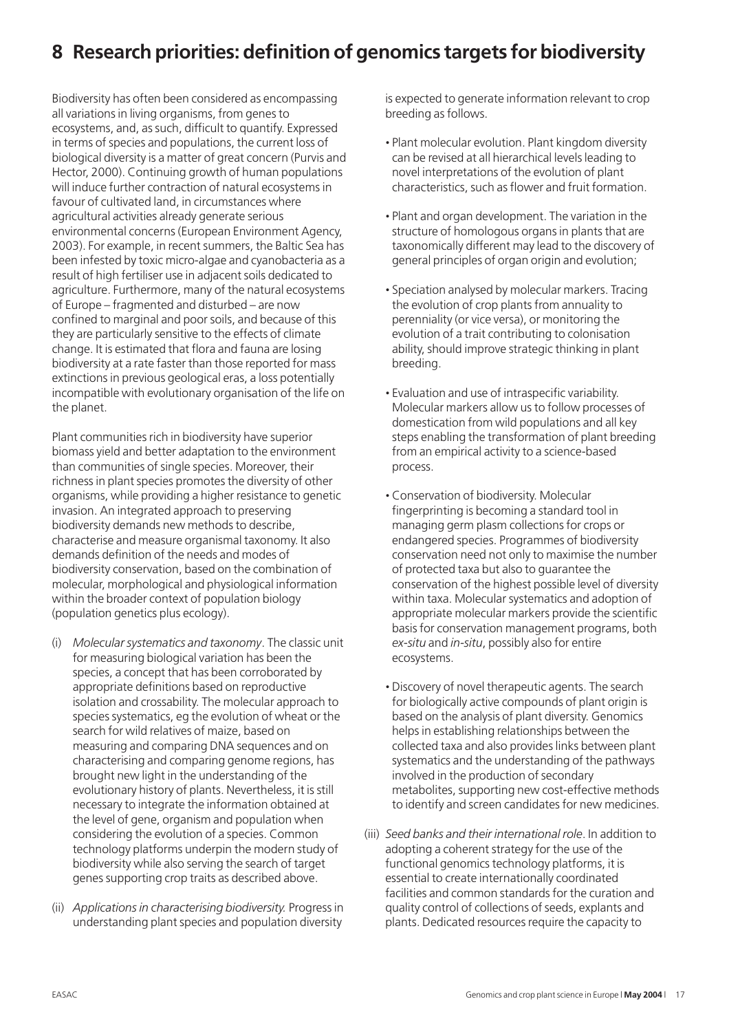# 8 Research priorities: definition of genomics targets for biodiversity

Biodiversity has often been considered as encompassing all variations in living organisms, from genes to ecosystems, and, as such, difficult to quantify. Expressed in terms of species and populations, the current loss of biological diversity is a matter of great concern (Purvis and Hector, 2000). Continuing growth of human populations will induce further contraction of natural ecosystems in favour of cultivated land, in circumstances where agricultural activities already generate serious environmental concerns (European Environment Agency, 2003). For example, in recent summers, the Baltic Sea has been infested by toxic micro-algae and cyanobacteria as a result of high fertiliser use in adjacent soils dedicated to agriculture. Furthermore, many of the natural ecosystems of Europe – fragmented and disturbed – are now confined to marginal and poor soils, and because of this they are particularly sensitive to the effects of climate change. It is estimated that flora and fauna are losing biodiversity at a rate faster than those reported for mass extinctions in previous geological eras, a loss potentially incompatible with evolutionary organisation of the life on the planet.

Plant communities rich in biodiversity have superior biomass yield and better adaptation to the environment than communities of single species. Moreover, their richness in plant species promotes the diversity of other organisms, while providing a higher resistance to genetic invasion. An integrated approach to preserving biodiversity demands new methods to describe, characterise and measure organismal taxonomy. It also demands definition of the needs and modes of biodiversity conservation, based on the combination of molecular, morphological and physiological information within the broader context of population biology (population genetics plus ecology).

(i) *Molecular systematics and taxonomy*. The classic unit for measuring biological variation has been the species, a concept that has been corroborated by appropriate definitions based on reproductive isolation and crossability. The molecular approach to species systematics, eg the evolution of wheat or the search for wild relatives of maize, based on measuring and comparing DNA sequences and on characterising and comparing genome regions, has brought new light in the understanding of the evolutionary history of plants. Nevertheless, it is still necessary to integrate the information obtained at the level of gene, organism and population when considering the evolution of a species. Common technology platforms underpin the modern study of biodiversity while also serving the search of target genes supporting crop traits as described above.

(ii) *Applications in characterising biodiversity.* Progress in understanding plant species and population diversity is expected to generate information relevant to crop breeding as follows.

- Plant molecular evolution. Plant kingdom diversity can be revised at all hierarchical levels leading to novel interpretations of the evolution of plant characteristics, such as flower and fruit formation.
- Plant and organ development. The variation in the structure of homologous organs in plants that are taxonomically different may lead to the discovery of general principles of organ origin and evolution;
- Speciation analysed by molecular markers. Tracing the evolution of crop plants from annuality to perenniality (or vice versa), or monitoring the evolution of a trait contributing to colonisation ability, should improve strategic thinking in plant breeding.
- Evaluation and use of intraspecific variability. Molecular markers allow us to follow processes of domestication from wild populations and all key steps enabling the transformation of plant breeding from an empirical activity to a science-based process.
- Conservation of biodiversity. Molecular fingerprinting is becoming a standard tool in managing germ plasm collections for crops or endangered species. Programmes of biodiversity conservation need not only to maximise the number of protected taxa but also to guarantee the conservation of the highest possible level of diversity within taxa. Molecular systematics and adoption of appropriate molecular markers provide the scientific basis for conservation management programs, both *ex-situ* and *in-situ*, possibly also for entire ecosystems.
- Discovery of novel therapeutic agents. The search for biologically active compounds of plant origin is based on the analysis of plant diversity. Genomics helps in establishing relationships between the collected taxa and also provides links between plant systematics and the understanding of the pathways involved in the production of secondary metabolites, supporting new cost-effective methods to identify and screen candidates for new medicines.

(iii) *Seed banks and their international role*. In addition to adopting a coherent strategy for the use of the functional genomics technology platforms, it is essential to create internationally coordinated facilities and common standards for the curation and quality control of collections of seeds, explants and plants. Dedicated resources require the capacity to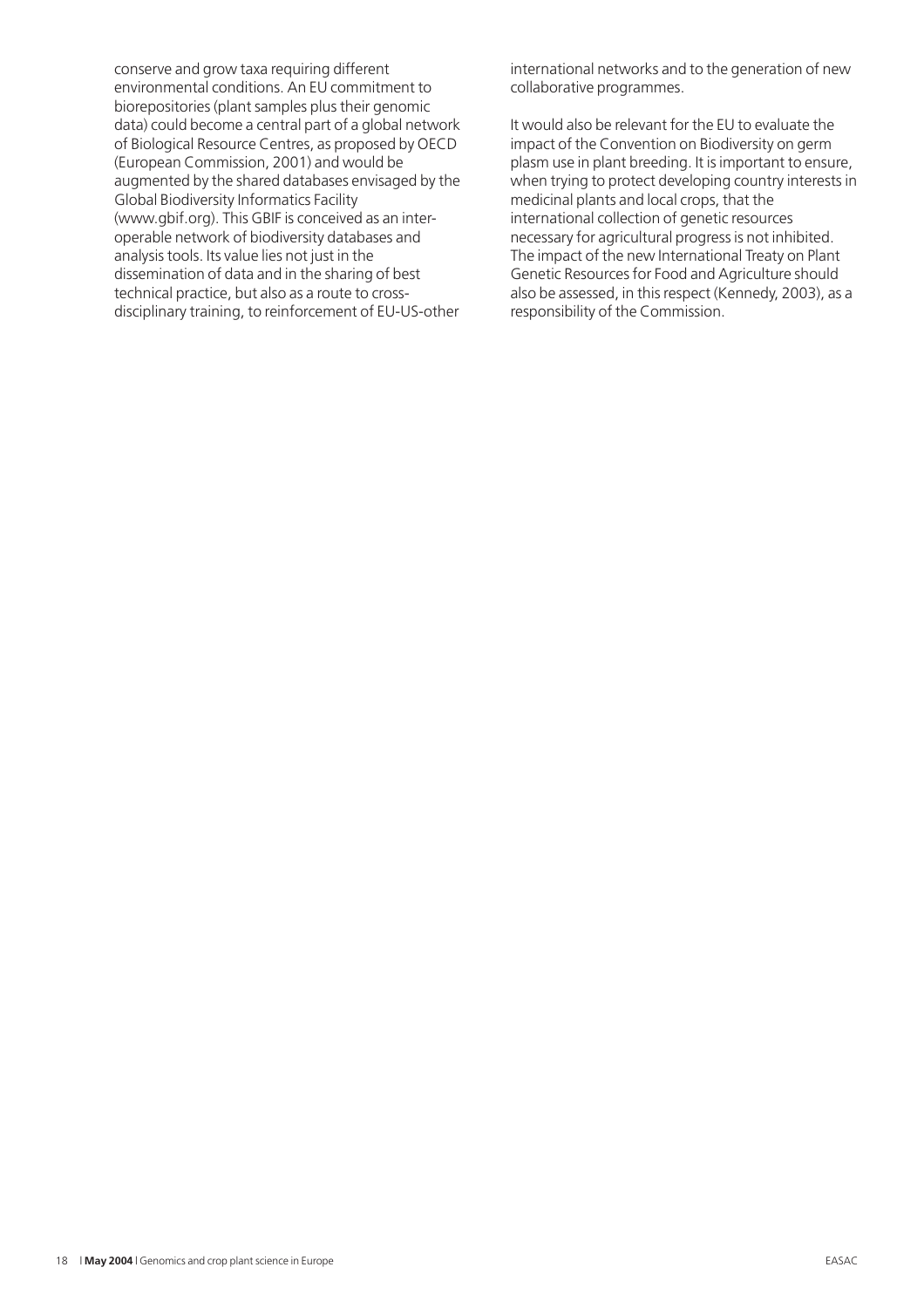conserve and grow taxa requiring different environmental conditions. An EU commitment to biorepositories (plant samples plus their genomic data) could become a central part of a global network of Biological Resource Centres, as proposed by OECD (European Commission, 2001) and would be augmented by the shared databases envisaged by the Global Biodiversity Informatics Facility (www.gbif.org). This GBIF is conceived as an inter-operable network of biodiversity databases and analysis tools. Its value lies not just in the dissemination of data and in the sharing of best technical practice, but also as a route to cross-disciplinary training, to reinforcement of EU-US-other international networks and to the generation of new collaborative programmes.

It would also be relevant for the EU to evaluate the impact of the Convention on Biodiversity on germ plasm use in plant breeding. It is important to ensure, when trying to protect developing country interests in medicinal plants and local crops, that the international collection of genetic resources necessary for agricultural progress is not inhibited. The impact of the new International Treaty on Plant Genetic Resources for Food and Agriculture should also be assessed, in this respect (Kennedy, 2003), as a responsibility of the Commission.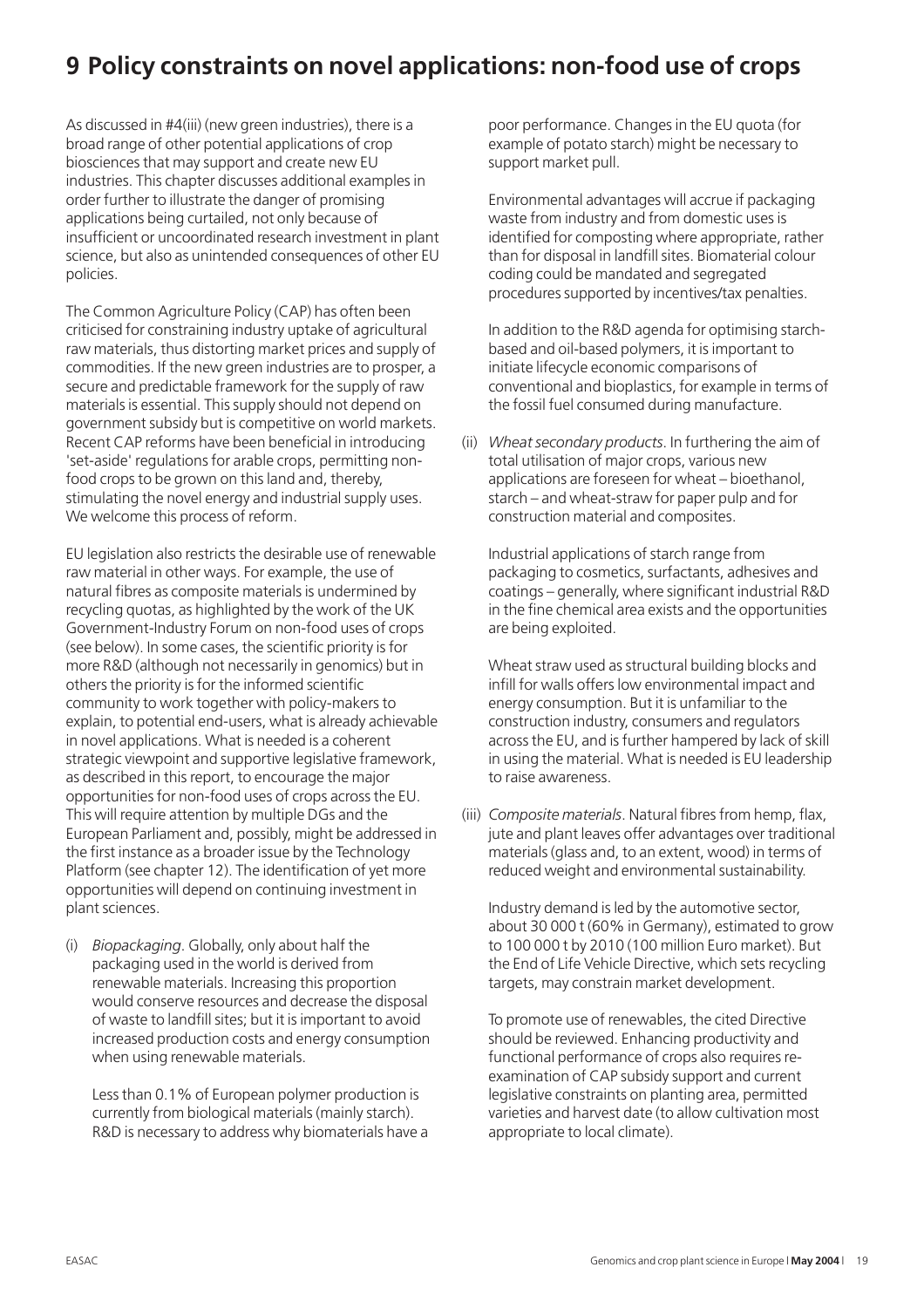# 9 Policy constraints on novel applications: non-food use of crops

As discussed in #4(iii) (new green industries), there is a broad range of other potential applications of crop biosciences that may support and create new EU industries. This chapter discusses additional examples in order further to illustrate the danger of promising applications being curtailed, not only because of insufficient or uncoordinated research investment in plant science, but also as unintended consequences of other EU policies.

The Common Agriculture Policy (CAP) has often been criticised for constraining industry uptake of agricultural raw materials, thus distorting market prices and supply of commodities. If the new green industries are to prosper, a secure and predictable framework for the supply of raw materials is essential. This supply should not depend on government subsidy but is competitive on world markets. Recent CAP reforms have been beneficial in introducing 'set-aside' regulations for arable crops, permitting non-food crops to be grown on this land and, thereby, stimulating the novel energy and industrial supply uses. We welcome this process of reform.

EU legislation also restricts the desirable use of renewable raw material in other ways. For example, the use of natural fibres as composite materials is undermined by recycling quotas, as highlighted by the work of the UK Government-Industry Forum on non-food uses of crops (see below). In some cases, the scientific priority is for more R&D (although not necessarily in genomics) but in others the priority is for the informed scientific community to work together with policy-makers to explain, to potential end-users, what is already achievable in novel applications. What is needed is a coherent strategic viewpoint and supportive legislative framework, as described in this report, to encourage the major opportunities for non-food uses of crops across the EU. This will require attention by multiple DGs and the European Parliament and, possibly, might be addressed in the first instance as a broader issue by the Technology Platform (see chapter 12). The identification of yet more opportunities will depend on continuing investment in plant sciences.

(i) *Biopackaging*. Globally, only about half the packaging used in the world is derived from renewable materials. Increasing this proportion would conserve resources and decrease the disposal of waste to landfill sites; but it is important to avoid increased production costs and energy consumption when using renewable materials.

   Less than 0.1% of European polymer production is currently from biological materials (mainly starch). R&D is necessary to address why biomaterials have a poor performance. Changes in the EU quota (for example of potato starch) might be necessary to support market pull.

   Environmental advantages will accrue if packaging waste from industry and from domestic uses is identified for composting where appropriate, rather than for disposal in landfill sites. Biomaterial colour coding could be mandated and segregated procedures supported by incentives/tax penalties.

   In addition to the R&D agenda for optimising starch-based and oil-based polymers, it is important to initiate lifecycle economic comparisons of conventional and bioplastics, for example in terms of the fossil fuel consumed during manufacture.

(ii) *Wheat secondary products*. In furthering the aim of total utilisation of major crops, various new applications are foreseen for wheat – bioethanol, starch – and wheat-straw for paper pulp and for construction material and composites.

   Industrial applications of starch range from packaging to cosmetics, surfactants, adhesives and coatings – generally, where significant industrial R&D in the fine chemical area exists and the opportunities are being exploited.

   Wheat straw used as structural building blocks and infill for walls offers low environmental impact and energy consumption. But it is unfamiliar to the construction industry, consumers and regulators across the EU, and is further hampered by lack of skill in using the material. What is needed is EU leadership to raise awareness.

(iii) *Composite materials*. Natural fibres from hemp, flax, jute and plant leaves offer advantages over traditional materials (glass and, to an extent, wood) in terms of reduced weight and environmental sustainability.

   Industry demand is led by the automotive sector, about 30 000 t (60% in Germany), estimated to grow to 100 000 t by 2010 (100 million Euro market). But the End of Life Vehicle Directive, which sets recycling targets, may constrain market development.

   To promote use of renewables, the cited Directive should be reviewed. Enhancing productivity and functional performance of crops also requires re-examination of CAP subsidy support and current legislative constraints on planting area, permitted varieties and harvest date (to allow cultivation most appropriate to local climate).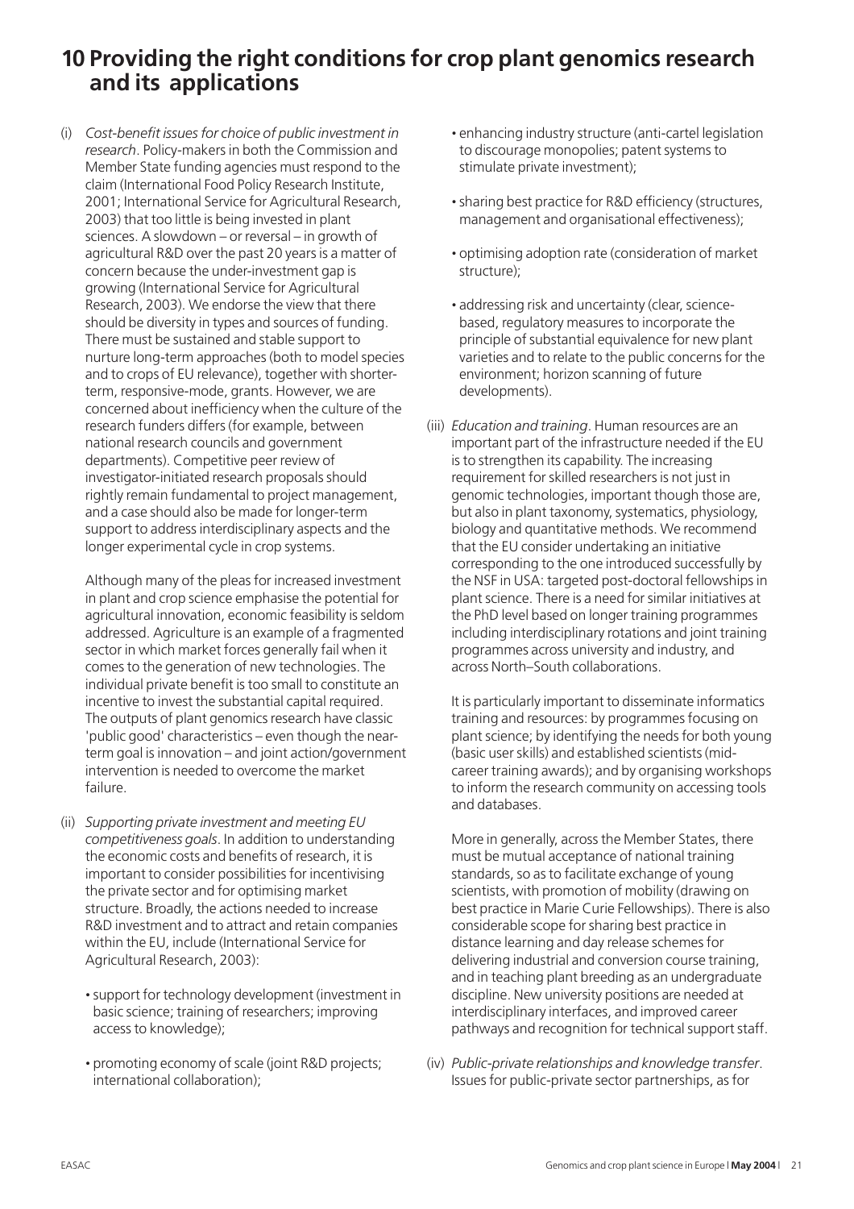# 10 Providing the right conditions for crop plant genomics research and its applications

(i) *Cost-benefit issues for choice of public investment in research*. Policy-makers in both the Commission and Member State funding agencies must respond to the claim (International Food Policy Research Institute, 2001; International Service for Agricultural Research, 2003) that too little is being invested in plant sciences. A slowdown – or reversal – in growth of agricultural R&D over the past 20 years is a matter of concern because the under-investment gap is growing (International Service for Agricultural Research, 2003). We endorse the view that there should be diversity in types and sources of funding. There must be sustained and stable support to nurture long-term approaches (both to model species and to crops of EU relevance), together with shorter-term, responsive-mode, grants. However, we are concerned about inefficiency when the culture of the research funders differs (for example, between national research councils and government departments). Competitive peer review of investigator-initiated research proposals should rightly remain fundamental to project management, and a case should also be made for longer-term support to address interdisciplinary aspects and the longer experimental cycle in crop systems.

Although many of the pleas for increased investment in plant and crop science emphasise the potential for agricultural innovation, economic feasibility is seldom addressed. Agriculture is an example of a fragmented sector in which market forces generally fail when it comes to the generation of new technologies. The individual private benefit is too small to constitute an incentive to invest the substantial capital required. The outputs of plant genomics research have classic 'public good' characteristics – even though the near-term goal is innovation – and joint action/government intervention is needed to overcome the market failure.

(ii) *Supporting private investment and meeting EU competitiveness goals*. In addition to understanding the economic costs and benefits of research, it is important to consider possibilities for incentivising the private sector and for optimising market structure. Broadly, the actions needed to increase R&D investment and to attract and retain companies within the EU, include (International Service for Agricultural Research, 2003):

- support for technology development (investment in basic science; training of researchers; improving access to knowledge);
- promoting economy of scale (joint R&D projects; international collaboration);
- enhancing industry structure (anti-cartel legislation to discourage monopolies; patent systems to stimulate private investment);
- sharing best practice for R&D efficiency (structures, management and organisational effectiveness);
- optimising adoption rate (consideration of market structure);
- addressing risk and uncertainty (clear, science-based, regulatory measures to incorporate the principle of substantial equivalence for new plant varieties and to relate to the public concerns for the environment; horizon scanning of future developments).

(iii) *Education and training*. Human resources are an important part of the infrastructure needed if the EU is to strengthen its capability. The increasing requirement for skilled researchers is not just in genomic technologies, important though those are, but also in plant taxonomy, systematics, physiology, biology and quantitative methods. We recommend that the EU consider undertaking an initiative corresponding to the one introduced successfully by the NSF in USA: targeted post-doctoral fellowships in plant science. There is a need for similar initiatives at the PhD level based on longer training programmes including interdisciplinary rotations and joint training programmes across university and industry, and across North–South collaborations.

It is particularly important to disseminate informatics training and resources: by programmes focusing on plant science; by identifying the needs for both young (basic user skills) and established scientists (mid-career training awards); and by organising workshops to inform the research community on accessing tools and databases.

More in generally, across the Member States, there must be mutual acceptance of national training standards, so as to facilitate exchange of young scientists, with promotion of mobility (drawing on best practice in Marie Curie Fellowships). There is also considerable scope for sharing best practice in distance learning and day release schemes for delivering industrial and conversion course training, and in teaching plant breeding as an undergraduate discipline. New university positions are needed at interdisciplinary interfaces, and improved career pathways and recognition for technical support staff.

(iv) *Public-private relationships and knowledge transfer*. Issues for public-private sector partnerships, as for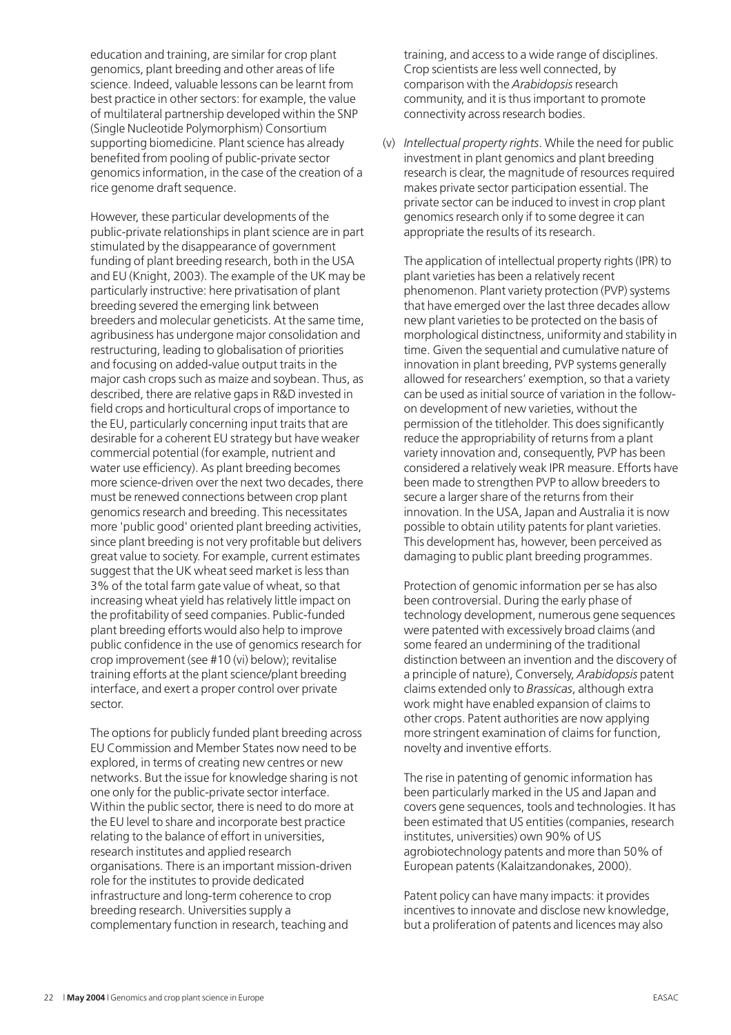education and training, are similar for crop plant genomics, plant breeding and other areas of life science. Indeed, valuable lessons can be learnt from best practice in other sectors: for example, the value of multilateral partnership developed within the SNP (Single Nucleotide Polymorphism) Consortium supporting biomedicine. Plant science has already benefited from pooling of public-private sector genomics information, in the case of the creation of a rice genome draft sequence.

However, these particular developments of the public-private relationships in plant science are in part stimulated by the disappearance of government funding of plant breeding research, both in the USA and EU (Knight, 2003). The example of the UK may be particularly instructive: here privatisation of plant breeding severed the emerging link between breeders and molecular geneticists. At the same time, agribusiness has undergone major consolidation and restructuring, leading to globalisation of priorities and focusing on added-value output traits in the major cash crops such as maize and soybean. Thus, as described, there are relative gaps in R&D invested in field crops and horticultural crops of importance to the EU, particularly concerning input traits that are desirable for a coherent EU strategy but have weaker commercial potential (for example, nutrient and water use efficiency). As plant breeding becomes more science-driven over the next two decades, there must be renewed connections between crop plant genomics research and breeding. This necessitates more 'public good' oriented plant breeding activities, since plant breeding is not very profitable but delivers great value to society. For example, current estimates suggest that the UK wheat seed market is less than 3% of the total farm gate value of wheat, so that increasing wheat yield has relatively little impact on the profitability of seed companies. Public-funded plant breeding efforts would also help to improve public confidence in the use of genomics research for crop improvement (see #10 (vi) below); revitalise training efforts at the plant science/plant breeding interface, and exert a proper control over private sector.

The options for publicly funded plant breeding across EU Commission and Member States now need to be explored, in terms of creating new centres or new networks. But the issue for knowledge sharing is not one only for the public-private sector interface. Within the public sector, there is need to do more at the EU level to share and incorporate best practice relating to the balance of effort in universities, research institutes and applied research organisations. There is an important mission-driven role for the institutes to provide dedicated infrastructure and long-term coherence to crop breeding research. Universities supply a complementary function in research, teaching and training, and access to a wide range of disciplines. Crop scientists are less well connected, by comparison with the *Arabidopsis* research community, and it is thus important to promote connectivity across research bodies.

(v) *Intellectual property rights*. While the need for public investment in plant genomics and plant breeding research is clear, the magnitude of resources required makes private sector participation essential. The private sector can be induced to invest in crop plant genomics research only if to some degree it can appropriate the results of its research.

The application of intellectual property rights (IPR) to plant varieties has been a relatively recent phenomenon. Plant variety protection (PVP) systems that have emerged over the last three decades allow new plant varieties to be protected on the basis of morphological distinctness, uniformity and stability in time. Given the sequential and cumulative nature of innovation in plant breeding, PVP systems generally allowed for researchers' exemption, so that a variety can be used as initial source of variation in the follow-on development of new varieties, without the permission of the titleholder. This does significantly reduce the appropriability of returns from a plant variety innovation and, consequently, PVP has been considered a relatively weak IPR measure. Efforts have been made to strengthen PVP to allow breeders to secure a larger share of the returns from their innovation. In the USA, Japan and Australia it is now possible to obtain utility patents for plant varieties. This development has, however, been perceived as damaging to public plant breeding programmes.

Protection of genomic information per se has also been controversial. During the early phase of technology development, numerous gene sequences were patented with excessively broad claims (and some feared an undermining of the traditional distinction between an invention and the discovery of a principle of nature), Conversely, *Arabidopsis* patent claims extended only to *Brassicas*, although extra work might have enabled expansion of claims to other crops. Patent authorities are now applying more stringent examination of claims for function, novelty and inventive efforts.

The rise in patenting of genomic information has been particularly marked in the US and Japan and covers gene sequences, tools and technologies. It has been estimated that US entities (companies, research institutes, universities) own 90% of US agrobiotechnology patents and more than 50% of European patents (Kalaitzandonakes, 2000).

Patent policy can have many impacts: it provides incentives to innovate and disclose new knowledge, but a proliferation of patents and licences may also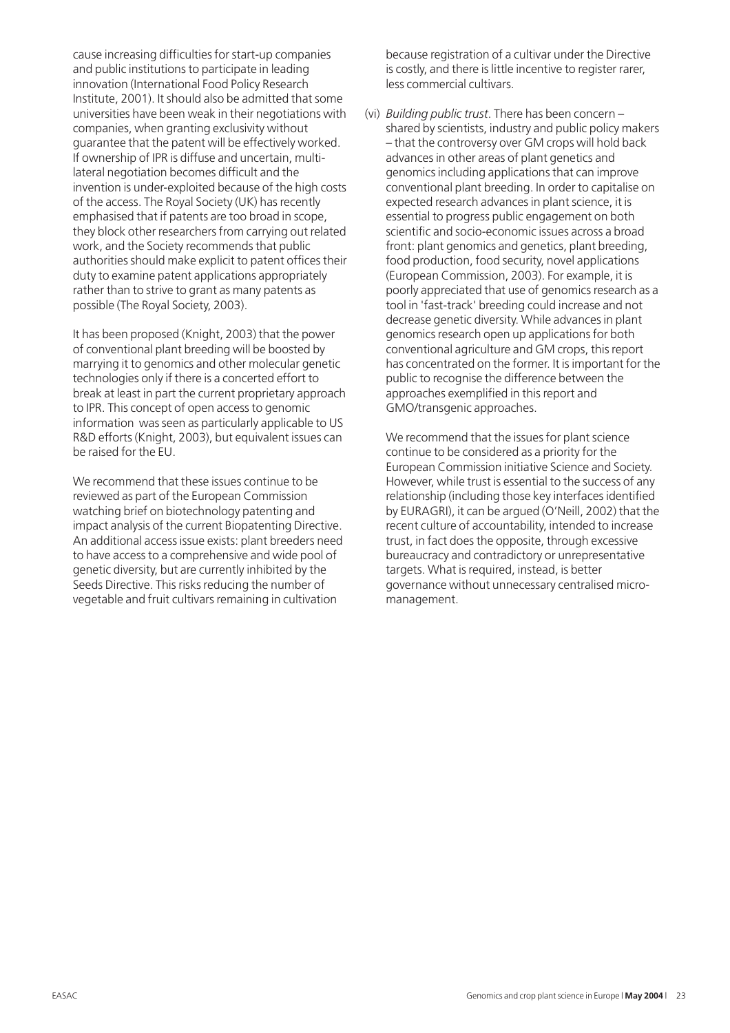cause increasing difficulties for start-up companies and public institutions to participate in leading innovation (International Food Policy Research Institute, 2001). It should also be admitted that some universities have been weak in their negotiations with companies, when granting exclusivity without guarantee that the patent will be effectively worked. If ownership of IPR is diffuse and uncertain, multi-lateral negotiation becomes difficult and the invention is under-exploited because of the high costs of the access. The Royal Society (UK) has recently emphasised that if patents are too broad in scope, they block other researchers from carrying out related work, and the Society recommends that public authorities should make explicit to patent offices their duty to examine patent applications appropriately rather than to strive to grant as many patents as possible (The Royal Society, 2003).

It has been proposed (Knight, 2003) that the power of conventional plant breeding will be boosted by marrying it to genomics and other molecular genetic technologies only if there is a concerted effort to break at least in part the current proprietary approach to IPR. This concept of open access to genomic information was seen as particularly applicable to US R&D efforts (Knight, 2003), but equivalent issues can be raised for the EU.

We recommend that these issues continue to be reviewed as part of the European Commission watching brief on biotechnology patenting and impact analysis of the current Biopatenting Directive. An additional access issue exists: plant breeders need to have access to a comprehensive and wide pool of genetic diversity, but are currently inhibited by the Seeds Directive. This risks reducing the number of vegetable and fruit cultivars remaining in cultivation because registration of a cultivar under the Directive is costly, and there is little incentive to register rarer, less commercial cultivars.

(vi) *Building public trust*. There has been concern – shared by scientists, industry and public policy makers – that the controversy over GM crops will hold back advances in other areas of plant genetics and genomics including applications that can improve conventional plant breeding. In order to capitalise on expected research advances in plant science, it is essential to progress public engagement on both scientific and socio-economic issues across a broad front: plant genomics and genetics, plant breeding, food production, food security, novel applications (European Commission, 2003). For example, it is poorly appreciated that use of genomics research as a tool in 'fast-track' breeding could increase and not decrease genetic diversity. While advances in plant genomics research open up applications for both conventional agriculture and GM crops, this report has concentrated on the former. It is important for the public to recognise the difference between the approaches exemplified in this report and GMO/transgenic approaches.

We recommend that the issues for plant science continue to be considered as a priority for the European Commission initiative Science and Society. However, while trust is essential to the success of any relationship (including those key interfaces identified by EURAGRI), it can be argued (O'Neill, 2002) that the recent culture of accountability, intended to increase trust, in fact does the opposite, through excessive bureaucracy and contradictory or unrepresentative targets. What is required, instead, is better governance without unnecessary centralised micro-management.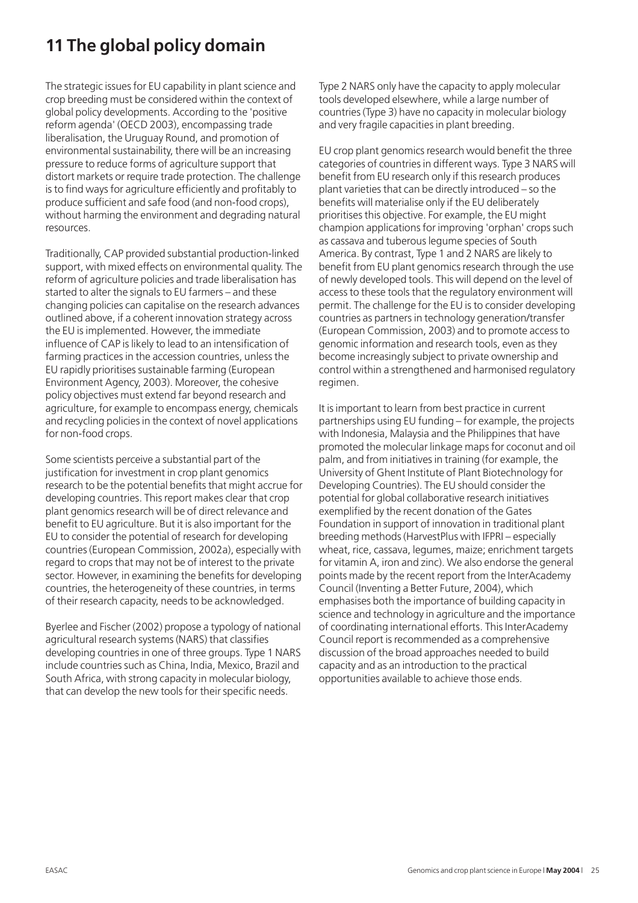# 11 The global policy domain

The strategic issues for EU capability in plant science and crop breeding must be considered within the context of global policy developments. According to the 'positive reform agenda' (OECD 2003), encompassing trade liberalisation, the Uruguay Round, and promotion of environmental sustainability, there will be an increasing pressure to reduce forms of agriculture support that distort markets or require trade protection. The challenge is to find ways for agriculture efficiently and profitably to produce sufficient and safe food (and non-food crops), without harming the environment and degrading natural resources.

Traditionally, CAP provided substantial production-linked support, with mixed effects on environmental quality. The reform of agriculture policies and trade liberalisation has started to alter the signals to EU farmers – and these changing policies can capitalise on the research advances outlined above, if a coherent innovation strategy across the EU is implemented. However, the immediate influence of CAP is likely to lead to an intensification of farming practices in the accession countries, unless the EU rapidly prioritises sustainable farming (European Environment Agency, 2003). Moreover, the cohesive policy objectives must extend far beyond research and agriculture, for example to encompass energy, chemicals and recycling policies in the context of novel applications for non-food crops.

Some scientists perceive a substantial part of the justification for investment in crop plant genomics research to be the potential benefits that might accrue for developing countries. This report makes clear that crop plant genomics research will be of direct relevance and benefit to EU agriculture. But it is also important for the EU to consider the potential of research for developing countries (European Commission, 2002a), especially with regard to crops that may not be of interest to the private sector. However, in examining the benefits for developing countries, the heterogeneity of these countries, in terms of their research capacity, needs to be acknowledged.

Byerlee and Fischer (2002) propose a typology of national agricultural research systems (NARS) that classifies developing countries in one of three groups. Type 1 NARS include countries such as China, India, Mexico, Brazil and South Africa, with strong capacity in molecular biology, that can develop the new tools for their specific needs. Type 2 NARS only have the capacity to apply molecular tools developed elsewhere, while a large number of countries (Type 3) have no capacity in molecular biology and very fragile capacities in plant breeding.

EU crop plant genomics research would benefit the three categories of countries in different ways. Type 3 NARS will benefit from EU research only if this research produces plant varieties that can be directly introduced – so the benefits will materialise only if the EU deliberately prioritises this objective. For example, the EU might champion applications for improving 'orphan' crops such as cassava and tuberous legume species of South America. By contrast, Type 1 and 2 NARS are likely to benefit from EU plant genomics research through the use of newly developed tools. This will depend on the level of access to these tools that the regulatory environment will permit. The challenge for the EU is to consider developing countries as partners in technology generation/transfer (European Commission, 2003) and to promote access to genomic information and research tools, even as they become increasingly subject to private ownership and control within a strengthened and harmonised regulatory regimen.

It is important to learn from best practice in current partnerships using EU funding – for example, the projects with Indonesia, Malaysia and the Philippines that have promoted the molecular linkage maps for coconut and oil palm, and from initiatives in training (for example, the University of Ghent Institute of Plant Biotechnology for Developing Countries). The EU should consider the potential for global collaborative research initiatives exemplified by the recent donation of the Gates Foundation in support of innovation in traditional plant breeding methods (HarvestPlus with IFPRI – especially wheat, rice, cassava, legumes, maize; enrichment targets for vitamin A, iron and zinc). We also endorse the general points made by the recent report from the InterAcademy Council (Inventing a Better Future, 2004), which emphasises both the importance of building capacity in science and technology in agriculture and the importance of coordinating international efforts. This InterAcademy Council report is recommended as a comprehensive discussion of the broad approaches needed to build capacity and as an introduction to the practical opportunities available to achieve those ends.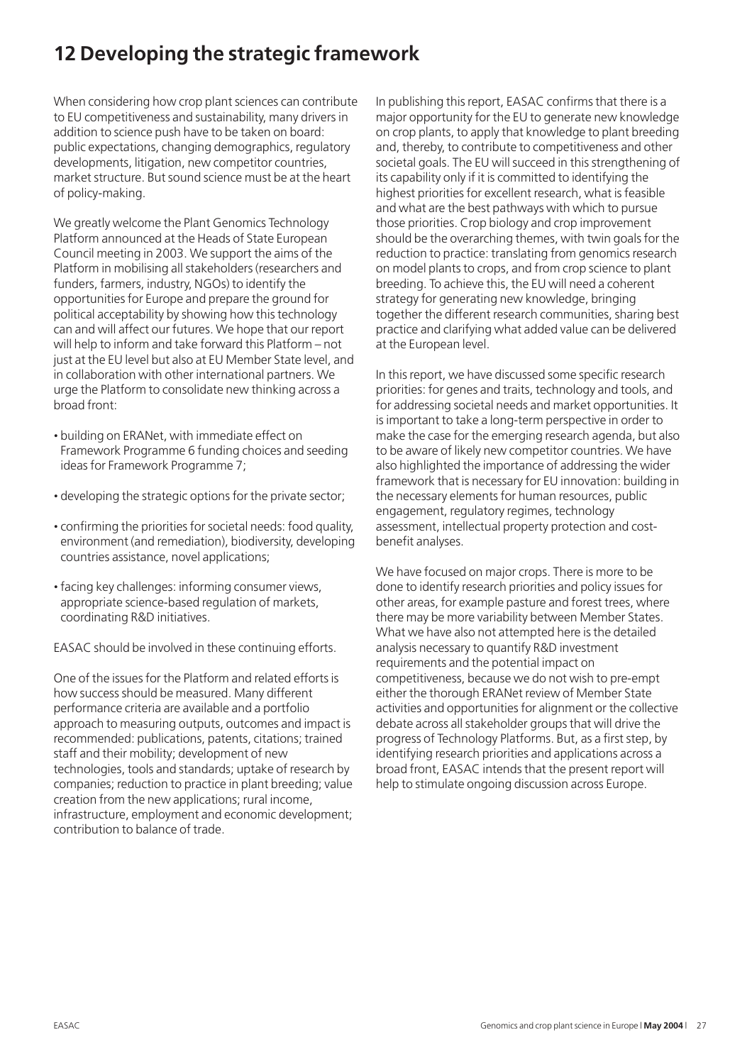# 12 Developing the strategic framework

When considering how crop plant sciences can contribute to EU competitiveness and sustainability, many drivers in addition to science push have to be taken on board: public expectations, changing demographics, regulatory developments, litigation, new competitor countries, market structure. But sound science must be at the heart of policy-making.

We greatly welcome the Plant Genomics Technology Platform announced at the Heads of State European Council meeting in 2003. We support the aims of the Platform in mobilising all stakeholders (researchers and funders, farmers, industry, NGOs) to identify the opportunities for Europe and prepare the ground for political acceptability by showing how this technology can and will affect our futures. We hope that our report will help to inform and take forward this Platform – not just at the EU level but also at EU Member State level, and in collaboration with other international partners. We urge the Platform to consolidate new thinking across a broad front:

- building on ERANet, with immediate effect on Framework Programme 6 funding choices and seeding ideas for Framework Programme 7;
- developing the strategic options for the private sector;
- confirming the priorities for societal needs: food quality, environment (and remediation), biodiversity, developing countries assistance, novel applications;
- facing key challenges: informing consumer views, appropriate science-based regulation of markets, coordinating R&D initiatives.

EASAC should be involved in these continuing efforts.

One of the issues for the Platform and related efforts is how success should be measured. Many different performance criteria are available and a portfolio approach to measuring outputs, outcomes and impact is recommended: publications, patents, citations; trained staff and their mobility; development of new technologies, tools and standards; uptake of research by companies; reduction to practice in plant breeding; value creation from the new applications; rural income, infrastructure, employment and economic development; contribution to balance of trade.

In publishing this report, EASAC confirms that there is a major opportunity for the EU to generate new knowledge on crop plants, to apply that knowledge to plant breeding and, thereby, to contribute to competitiveness and other societal goals. The EU will succeed in this strengthening of its capability only if it is committed to identifying the highest priorities for excellent research, what is feasible and what are the best pathways with which to pursue those priorities. Crop biology and crop improvement should be the overarching themes, with twin goals for the reduction to practice: translating from genomics research on model plants to crops, and from crop science to plant breeding. To achieve this, the EU will need a coherent strategy for generating new knowledge, bringing together the different research communities, sharing best practice and clarifying what added value can be delivered at the European level.

In this report, we have discussed some specific research priorities: for genes and traits, technology and tools, and for addressing societal needs and market opportunities. It is important to take a long-term perspective in order to make the case for the emerging research agenda, but also to be aware of likely new competitor countries. We have also highlighted the importance of addressing the wider framework that is necessary for EU innovation: building in the necessary elements for human resources, public engagement, regulatory regimes, technology assessment, intellectual property protection and cost-benefit analyses.

We have focused on major crops. There is more to be done to identify research priorities and policy issues for other areas, for example pasture and forest trees, where there may be more variability between Member States. What we have also not attempted here is the detailed analysis necessary to quantify R&D investment requirements and the potential impact on competitiveness, because we do not wish to pre-empt either the thorough ERANet review of Member State activities and opportunities for alignment or the collective debate across all stakeholder groups that will drive the progress of Technology Platforms. But, as a first step, by identifying research priorities and applications across a broad front, EASAC intends that the present report will help to stimulate ongoing discussion across Europe.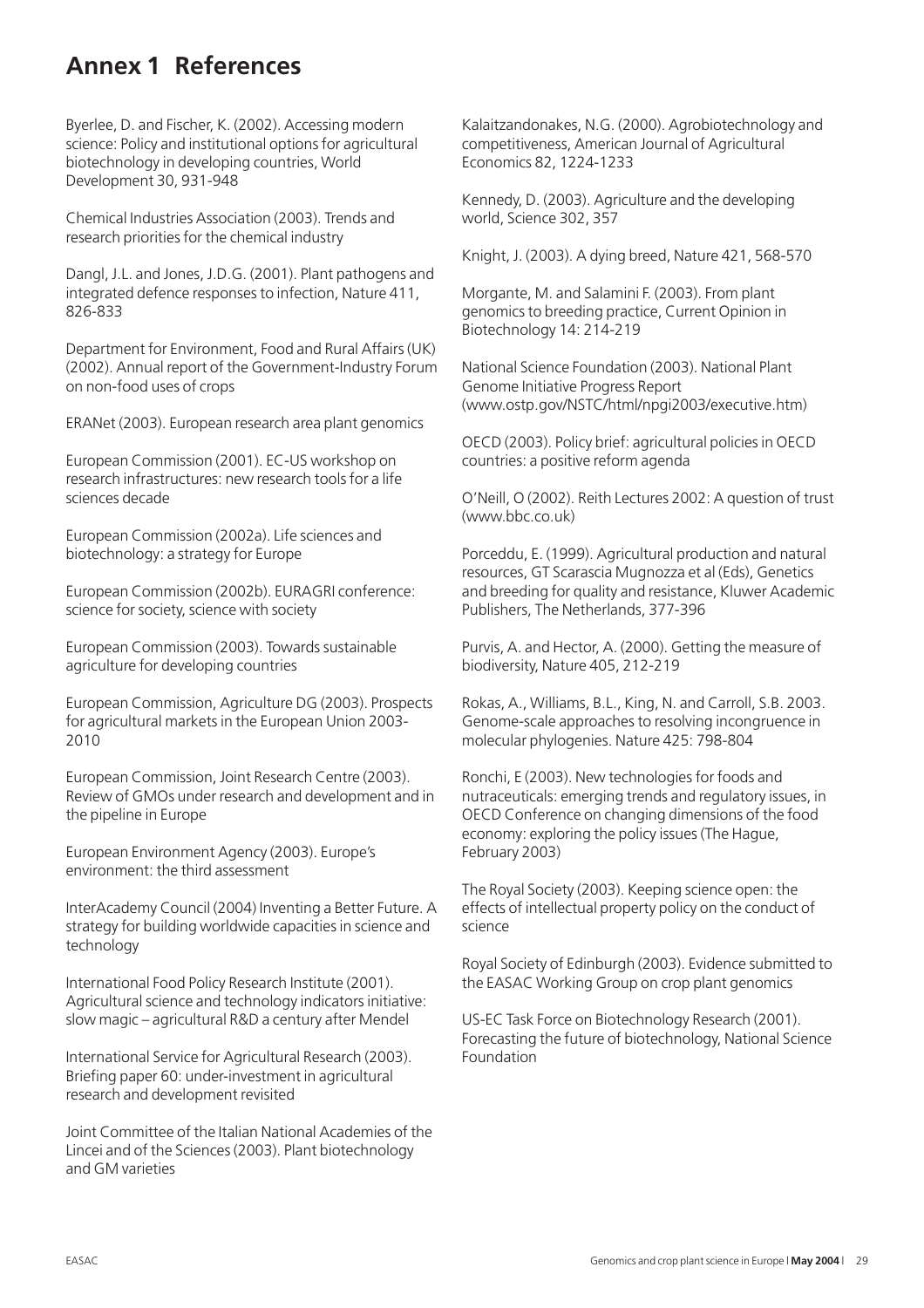# Annex 1 References

Byerlee, D. and Fischer, K. (2002). Accessing modern science: Policy and institutional options for agricultural biotechnology in developing countries, World Development 30, 931-948

Chemical Industries Association (2003). Trends and research priorities for the chemical industry

Dangl, J.L. and Jones, J.D.G. (2001). Plant pathogens and integrated defence responses to infection, Nature 411, 826-833

Department for Environment, Food and Rural Affairs (UK) (2002). Annual report of the Government-Industry Forum on non-food uses of crops

ERANet (2003). European research area plant genomics

European Commission (2001). EC-US workshop on research infrastructures: new research tools for a life sciences decade

European Commission (2002a). Life sciences and biotechnology: a strategy for Europe

European Commission (2002b). EURAGRI conference: science for society, science with society

European Commission (2003). Towards sustainable agriculture for developing countries

European Commission, Agriculture DG (2003). Prospects for agricultural markets in the European Union 2003-2010

European Commission, Joint Research Centre (2003). Review of GMOs under research and development and in the pipeline in Europe

European Environment Agency (2003). Europe's environment: the third assessment

InterAcademy Council (2004) Inventing a Better Future. A strategy for building worldwide capacities in science and technology

International Food Policy Research Institute (2001). Agricultural science and technology indicators initiative: slow magic – agricultural R&D a century after Mendel

International Service for Agricultural Research (2003). Briefing paper 60: under-investment in agricultural research and development revisited

Joint Committee of the Italian National Academies of the Lincei and of the Sciences (2003). Plant biotechnology and GM varieties

Kalaitzandonakes, N.G. (2000). Agrobiotechnology and competitiveness, American Journal of Agricultural Economics 82, 1224-1233

Kennedy, D. (2003). Agriculture and the developing world, Science 302, 357

Knight, J. (2003). A dying breed, Nature 421, 568-570

Morgante, M. and Salamini F. (2003). From plant genomics to breeding practice, Current Opinion in Biotechnology 14: 214-219

National Science Foundation (2003). National Plant Genome Initiative Progress Report (www.ostp.gov/NSTC/html/npgi2003/executive.htm)

OECD (2003). Policy brief: agricultural policies in OECD countries: a positive reform agenda

O'Neill, O (2002). Reith Lectures 2002: A question of trust (www.bbc.co.uk)

Porceddu, E. (1999). Agricultural production and natural resources, GT Scarascia Mugnozza et al (Eds), Genetics and breeding for quality and resistance, Kluwer Academic Publishers, The Netherlands, 377-396

Purvis, A. and Hector, A. (2000). Getting the measure of biodiversity, Nature 405, 212-219

Rokas, A., Williams, B.L., King, N. and Carroll, S.B. 2003. Genome-scale approaches to resolving incongruence in molecular phylogenies. Nature 425: 798-804

Ronchi, E (2003). New technologies for foods and nutraceuticals: emerging trends and regulatory issues, in OECD Conference on changing dimensions of the food economy: exploring the policy issues (The Hague, February 2003)

The Royal Society (2003). Keeping science open: the effects of intellectual property policy on the conduct of science

Royal Society of Edinburgh (2003). Evidence submitted to the EASAC Working Group on crop plant genomics

US-EC Task Force on Biotechnology Research (2001). Forecasting the future of biotechnology, National Science Foundation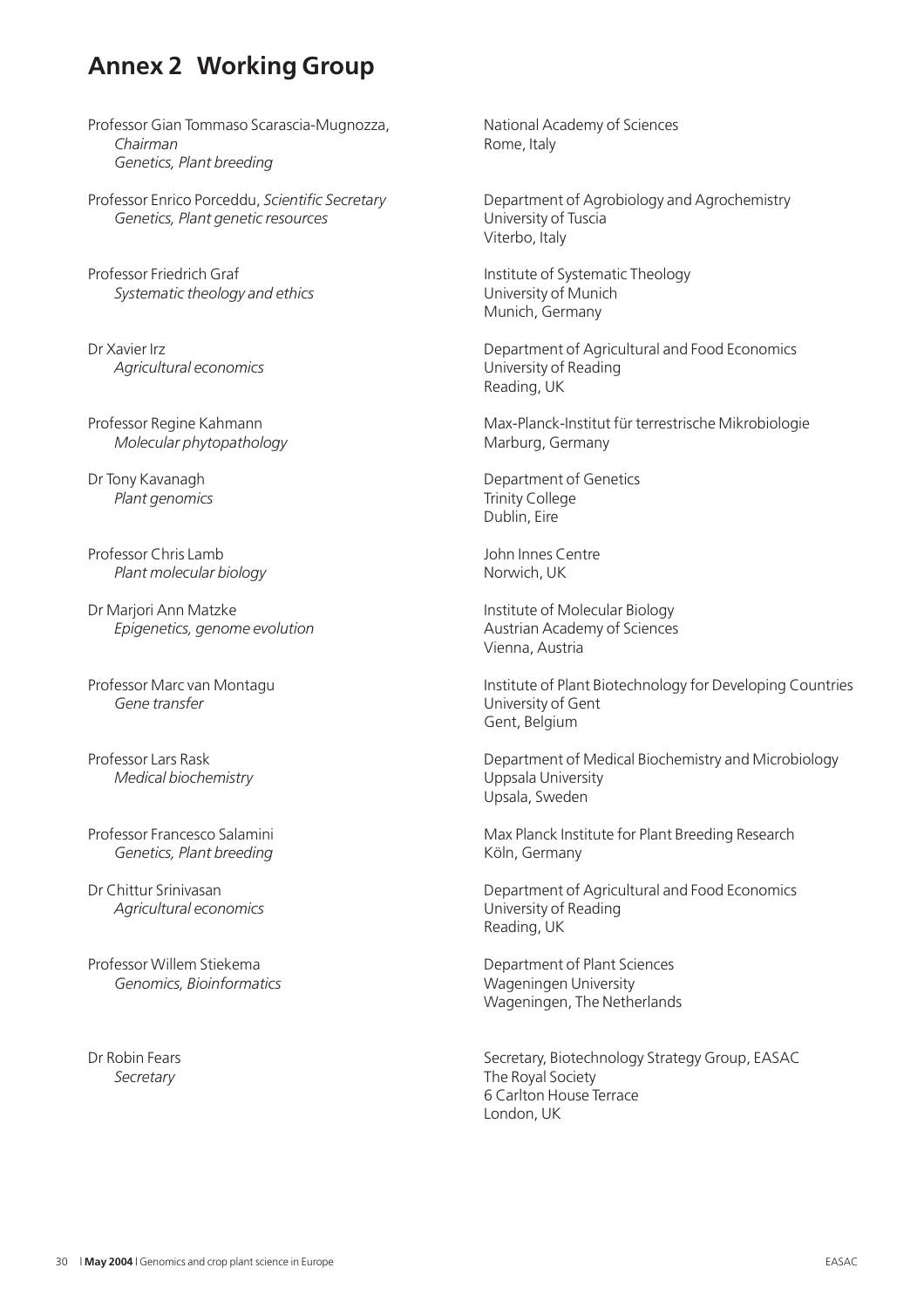# Annex 2 Working Group

Professor Gian Tommaso Scarascia-Mugnozza, *Chairman*
*Genetics, Plant breeding*
National Academy of Sciences
Rome, Italy

Professor Enrico Porceddu, *Scientific Secretary*
*Genetics, Plant genetic resources*
Department of Agrobiology and Agrochemistry
University of Tuscia
Viterbo, Italy

Professor Friedrich Graf
*Systematic theology and ethics*
Institute of Systematic Theology
University of Munich
Munich, Germany

Dr Xavier Irz
*Agricultural economics*
Department of Agricultural and Food Economics
University of Reading
Reading, UK

Professor Regine Kahmann
*Molecular phytopathology*
Max-Planck-Institut für terrestrische Mikrobiologie
Marburg, Germany

Dr Tony Kavanagh
*Plant genomics*
Department of Genetics
Trinity College
Dublin, Eire

Professor Chris Lamb
*Plant molecular biology*
John Innes Centre
Norwich, UK

Dr Marjori Ann Matzke
*Epigenetics, genome evolution*
Institute of Molecular Biology
Austrian Academy of Sciences
Vienna, Austria

Professor Marc van Montagu
*Gene transfer*
Institute of Plant Biotechnology for Developing Countries
University of Gent
Gent, Belgium

Professor Lars Rask
*Medical biochemistry*
Department of Medical Biochemistry and Microbiology
Uppsala University
Upsala, Sweden

Professor Francesco Salamini
*Genetics, Plant breeding*
Max Planck Institute for Plant Breeding Research
Köln, Germany

Dr Chittur Srinivasan
*Agricultural economics*
Department of Agricultural and Food Economics
University of Reading
Reading, UK

Professor Willem Stiekema
*Genomics, Bioinformatics*
Department of Plant Sciences
Wageningen University
Wageningen, The Netherlands

Dr Robin Fears
*Secretary*
Secretary, Biotechnology Strategy Group, EASAC
The Royal Society
6 Carlton House Terrace
London, UK